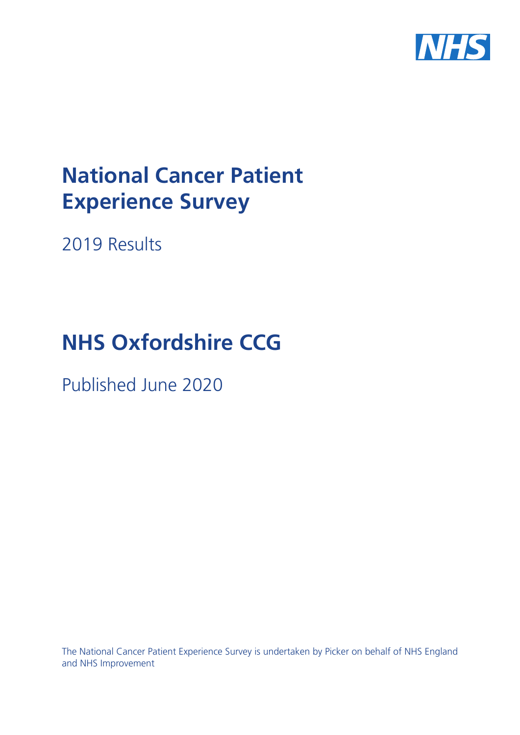# National Cancer Patient Experience Survey

2019 Results

# NHS Oxfordshire CCG

Published June 2020

The National Cancer Patient Experience Survey is undertaken by Picker on behalf of NHS England and NHS Improvement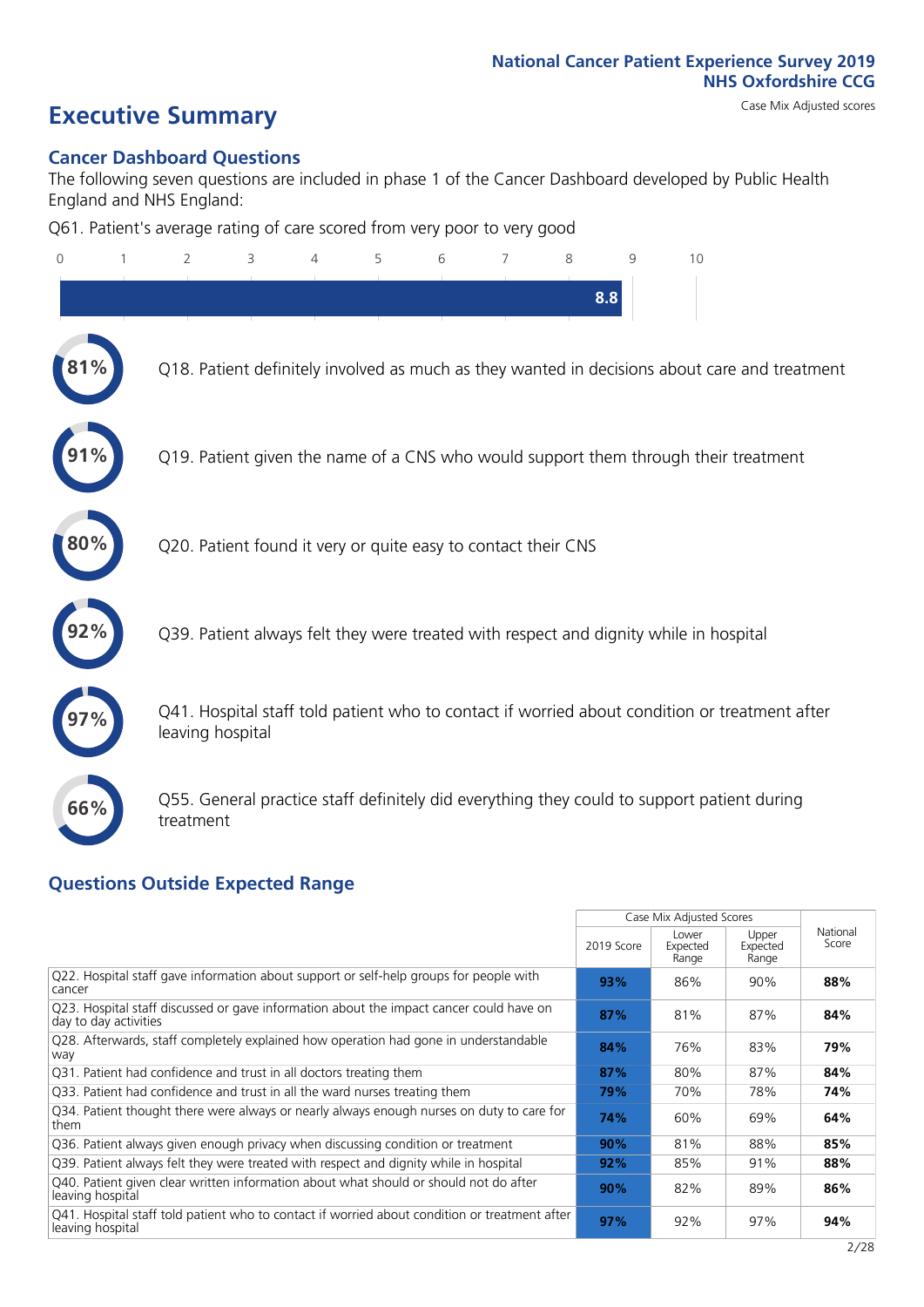National Cancer Patient Experience Survey 2019
NHS Oxfordshire CCG

Case Mix Adjusted scores

# Executive Summary

## Cancer Dashboard Questions

The following seven questions are included in phase 1 of the Cancer Dashboard developed by Public Health England and NHS England:

Q61. Patient's average rating of care scored from very poor to very good

8.8

81% Q18. Patient definitely involved as much as they wanted in decisions about care and treatment

91% Q19. Patient given the name of a CNS who would support them through their treatment

80% Q20. Patient found it very or quite easy to contact their CNS

92% Q39. Patient always felt they were treated with respect and dignity while in hospital

97% Q41. Hospital staff told patient who to contact if worried about condition or treatment after leaving hospital

66% Q55. General practice staff definitely did everything they could to support patient during treatment

## Questions Outside Expected Range

| | Case Mix Adjusted Scores | | | National Score |
|---|---|---|---|---|
| | 2019 Score | Lower Expected Range | Upper Expected Range | |
| Q22. Hospital staff gave information about support or self-help groups for people with cancer | **93%** | 86% | 90% | **88%** |
| Q23. Hospital staff discussed or gave information about the impact cancer could have on day to day activities | **87%** | 81% | 87% | **84%** |
| Q28. Afterwards, staff completely explained how operation had gone in understandable way | **84%** | 76% | 83% | **79%** |
| Q31. Patient had confidence and trust in all doctors treating them | **87%** | 80% | 87% | **84%** |
| Q33. Patient had confidence and trust in all the ward nurses treating them | **79%** | 70% | 78% | **74%** |
| Q34. Patient thought there were always or nearly always enough nurses on duty to care for them | **74%** | 60% | 69% | **64%** |
| Q36. Patient always given enough privacy when discussing condition or treatment | **90%** | 81% | 88% | **85%** |
| Q39. Patient always felt they were treated with respect and dignity while in hospital | **92%** | 85% | 91% | **88%** |
| Q40. Patient given clear written information about what should or should not do after leaving hospital | **90%** | 82% | 89% | **86%** |
| Q41. Hospital staff told patient who to contact if worried about condition or treatment after leaving hospital | **97%** | 92% | 97% | **94%** |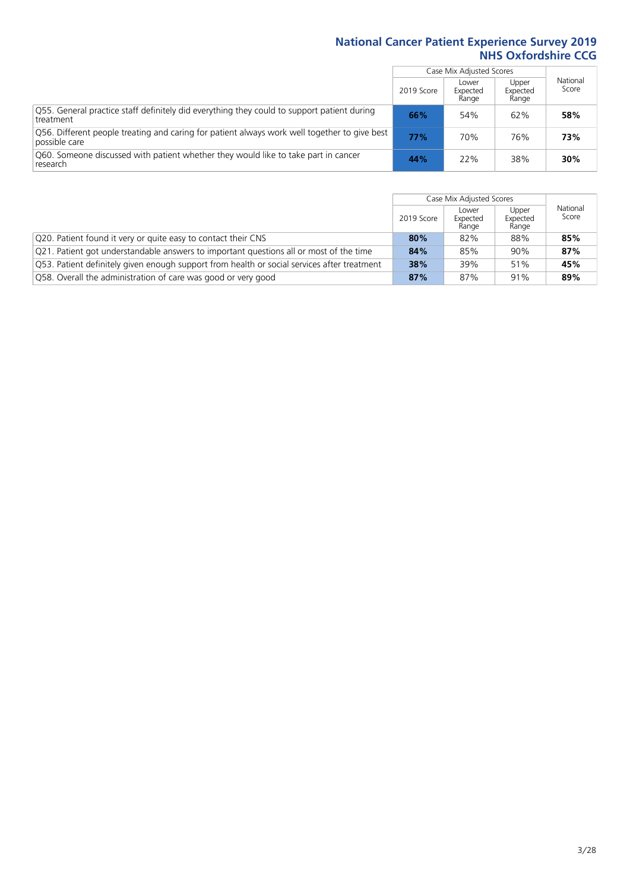# National Cancer Patient Experience Survey 2019
## NHS Oxfordshire CCG

| | Case Mix Adjusted Scores | | | National Score |
|---|---|---|---|---|
| | 2019 Score | Lower Expected Range | Upper Expected Range | |
| Q55. General practice staff definitely did everything they could to support patient during treatment | **66%** | 54% | 62% | **58%** |
| Q56. Different people treating and caring for patient always work well together to give best possible care | **77%** | 70% | 76% | **73%** |
| Q60. Someone discussed with patient whether they would like to take part in cancer research | **44%** | 22% | 38% | **30%** |

| | Case Mix Adjusted Scores | | | National Score |
|---|---|---|---|---|
| | 2019 Score | Lower Expected Range | Upper Expected Range | |
| Q20. Patient found it very or quite easy to contact their CNS | **80%** | 82% | 88% | **85%** |
| Q21. Patient got understandable answers to important questions all or most of the time | **84%** | 85% | 90% | **87%** |
| Q53. Patient definitely given enough support from health or social services after treatment | **38%** | 39% | 51% | **45%** |
| Q58. Overall the administration of care was good or very good | **87%** | 87% | 91% | **89%** |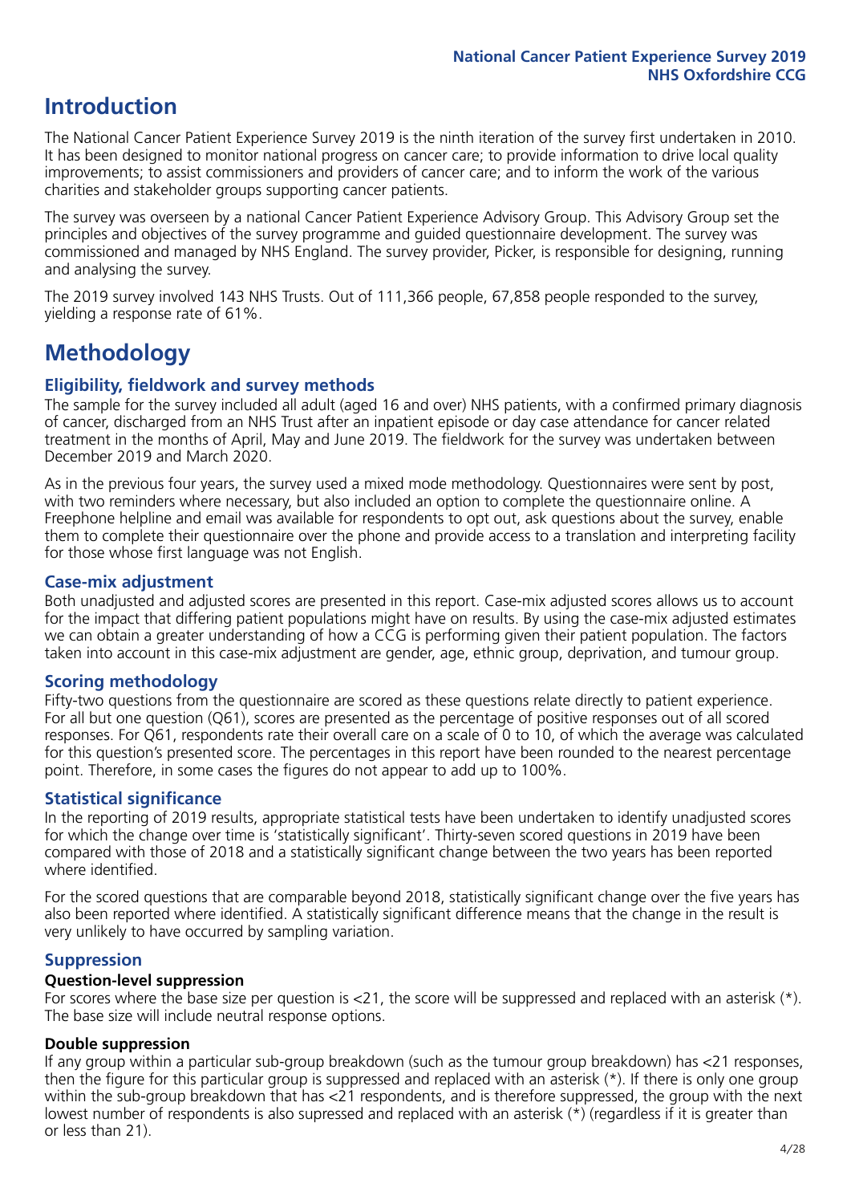# Introduction

The National Cancer Patient Experience Survey 2019 is the ninth iteration of the survey first undertaken in 2010. It has been designed to monitor national progress on cancer care; to provide information to drive local quality improvements; to assist commissioners and providers of cancer care; and to inform the work of the various charities and stakeholder groups supporting cancer patients.

The survey was overseen by a national Cancer Patient Experience Advisory Group. This Advisory Group set the principles and objectives of the survey programme and guided questionnaire development. The survey was commissioned and managed by NHS England. The survey provider, Picker, is responsible for designing, running and analysing the survey.

The 2019 survey involved 143 NHS Trusts. Out of 111,366 people, 67,858 people responded to the survey, yielding a response rate of 61%.

# Methodology

## Eligibility, fieldwork and survey methods

The sample for the survey included all adult (aged 16 and over) NHS patients, with a confirmed primary diagnosis of cancer, discharged from an NHS Trust after an inpatient episode or day case attendance for cancer related treatment in the months of April, May and June 2019. The fieldwork for the survey was undertaken between December 2019 and March 2020.

As in the previous four years, the survey used a mixed mode methodology. Questionnaires were sent by post, with two reminders where necessary, but also included an option to complete the questionnaire online. A Freephone helpline and email was available for respondents to opt out, ask questions about the survey, enable them to complete their questionnaire over the phone and provide access to a translation and interpreting facility for those whose first language was not English.

## Case-mix adjustment

Both unadjusted and adjusted scores are presented in this report. Case-mix adjusted scores allows us to account for the impact that differing patient populations might have on results. By using the case-mix adjusted estimates we can obtain a greater understanding of how a CCG is performing given their patient population. The factors taken into account in this case-mix adjustment are gender, age, ethnic group, deprivation, and tumour group.

## Scoring methodology

Fifty-two questions from the questionnaire are scored as these questions relate directly to patient experience. For all but one question (Q61), scores are presented as the percentage of positive responses out of all scored responses. For Q61, respondents rate their overall care on a scale of 0 to 10, of which the average was calculated for this question's presented score. The percentages in this report have been rounded to the nearest percentage point. Therefore, in some cases the figures do not appear to add up to 100%.

## Statistical significance

In the reporting of 2019 results, appropriate statistical tests have been undertaken to identify unadjusted scores for which the change over time is 'statistically significant'. Thirty-seven scored questions in 2019 have been compared with those of 2018 and a statistically significant change between the two years has been reported where identified.

For the scored questions that are comparable beyond 2018, statistically significant change over the five years has also been reported where identified. A statistically significant difference means that the change in the result is very unlikely to have occurred by sampling variation.

## Suppression

### Question-level suppression

For scores where the base size per question is <21, the score will be suppressed and replaced with an asterisk (*). The base size will include neutral response options.

### Double suppression

If any group within a particular sub-group breakdown (such as the tumour group breakdown) has <21 responses, then the figure for this particular group is suppressed and replaced with an asterisk (*). If there is only one group within the sub-group breakdown that has <21 respondents, and is therefore suppressed, the group with the next lowest number of respondents is also supressed and replaced with an asterisk (*) (regardless if it is greater than or less than 21).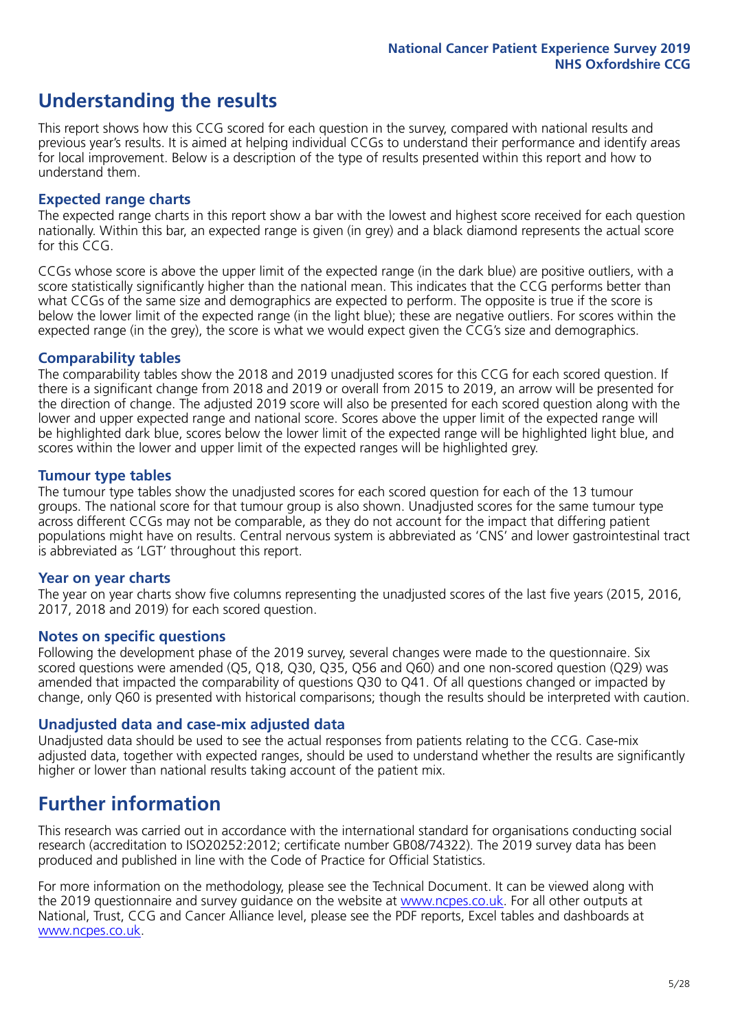# Understanding the results

This report shows how this CCG scored for each question in the survey, compared with national results and previous year's results. It is aimed at helping individual CCGs to understand their performance and identify areas for local improvement. Below is a description of the type of results presented within this report and how to understand them.

## Expected range charts

The expected range charts in this report show a bar with the lowest and highest score received for each question nationally. Within this bar, an expected range is given (in grey) and a black diamond represents the actual score for this CCG.

CCGs whose score is above the upper limit of the expected range (in the dark blue) are positive outliers, with a score statistically significantly higher than the national mean. This indicates that the CCG performs better than what CCGs of the same size and demographics are expected to perform. The opposite is true if the score is below the lower limit of the expected range (in the light blue); these are negative outliers. For scores within the expected range (in the grey), the score is what we would expect given the CCG's size and demographics.

## Comparability tables

The comparability tables show the 2018 and 2019 unadjusted scores for this CCG for each scored question. If there is a significant change from 2018 and 2019 or overall from 2015 to 2019, an arrow will be presented for the direction of change. The adjusted 2019 score will also be presented for each scored question along with the lower and upper expected range and national score. Scores above the upper limit of the expected range will be highlighted dark blue, scores below the lower limit of the expected range will be highlighted light blue, and scores within the lower and upper limit of the expected ranges will be highlighted grey.

## Tumour type tables

The tumour type tables show the unadjusted scores for each scored question for each of the 13 tumour groups. The national score for that tumour group is also shown. Unadjusted scores for the same tumour type across different CCGs may not be comparable, as they do not account for the impact that differing patient populations might have on results. Central nervous system is abbreviated as 'CNS' and lower gastrointestinal tract is abbreviated as 'LGT' throughout this report.

## Year on year charts

The year on year charts show five columns representing the unadjusted scores of the last five years (2015, 2016, 2017, 2018 and 2019) for each scored question.

## Notes on specific questions

Following the development phase of the 2019 survey, several changes were made to the questionnaire. Six scored questions were amended (Q5, Q18, Q30, Q35, Q56 and Q60) and one non-scored question (Q29) was amended that impacted the comparability of questions Q30 to Q41. Of all questions changed or impacted by change, only Q60 is presented with historical comparisons; though the results should be interpreted with caution.

## Unadjusted data and case-mix adjusted data

Unadjusted data should be used to see the actual responses from patients relating to the CCG. Case-mix adjusted data, together with expected ranges, should be used to understand whether the results are significantly higher or lower than national results taking account of the patient mix.

# Further information

This research was carried out in accordance with the international standard for organisations conducting social research (accreditation to ISO20252:2012; certificate number GB08/74322). The 2019 survey data has been produced and published in line with the Code of Practice for Official Statistics.

For more information on the methodology, please see the Technical Document. It can be viewed along with the 2019 questionnaire and survey guidance on the website at www.ncpes.co.uk. For all other outputs at National, Trust, CCG and Cancer Alliance level, please see the PDF reports, Excel tables and dashboards at www.ncpes.co.uk.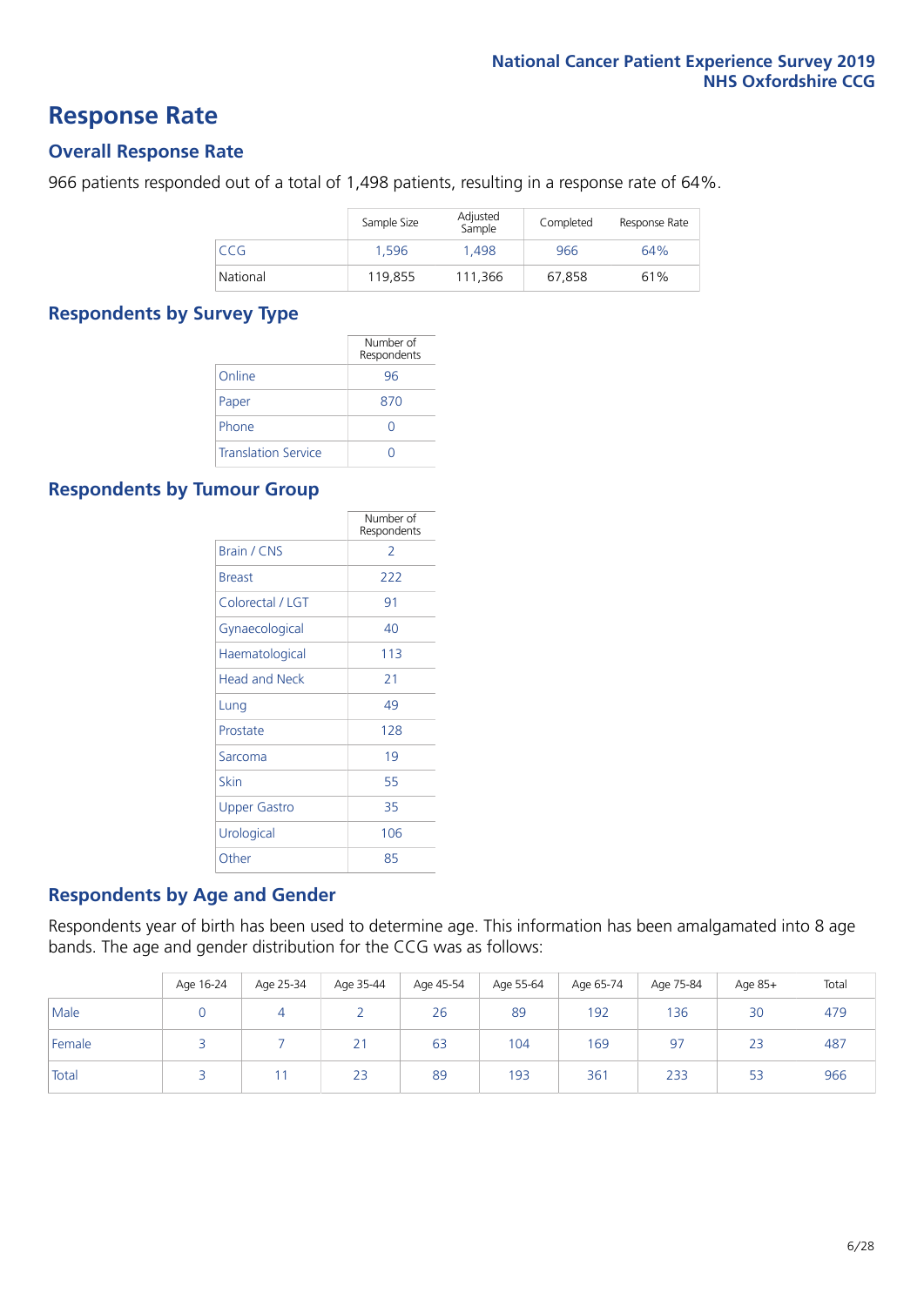# Response Rate

## Overall Response Rate

966 patients responded out of a total of 1,498 patients, resulting in a response rate of 64%.

| | Sample Size | Adjusted Sample | Completed | Response Rate |
|---|---|---|---|---|
| CCG | 1,596 | 1,498 | 966 | 64% |
| National | 119,855 | 111,366 | 67,858 | 61% |

## Respondents by Survey Type

| | Number of Respondents |
|---|---|
| Online | 96 |
| Paper | 870 |
| Phone | 0 |
| Translation Service | 0 |

## Respondents by Tumour Group

| | Number of Respondents |
|---|---|
| Brain / CNS | 2 |
| Breast | 222 |
| Colorectal / LGT | 91 |
| Gynaecological | 40 |
| Haematological | 113 |
| Head and Neck | 21 |
| Lung | 49 |
| Prostate | 128 |
| Sarcoma | 19 |
| Skin | 55 |
| Upper Gastro | 35 |
| Urological | 106 |
| Other | 85 |

## Respondents by Age and Gender

Respondents year of birth has been used to determine age. This information has been amalgamated into 8 age bands. The age and gender distribution for the CCG was as follows:

| | Age 16-24 | Age 25-34 | Age 35-44 | Age 45-54 | Age 55-64 | Age 65-74 | Age 75-84 | Age 85+ | Total |
|---|---|---|---|---|---|---|---|---|---|
| Male | 0 | 4 | 2 | 26 | 89 | 192 | 136 | 30 | 479 |
| Female | 3 | 7 | 21 | 63 | 104 | 169 | 97 | 23 | 487 |
| Total | 3 | 11 | 23 | 89 | 193 | 361 | 233 | 53 | 966 |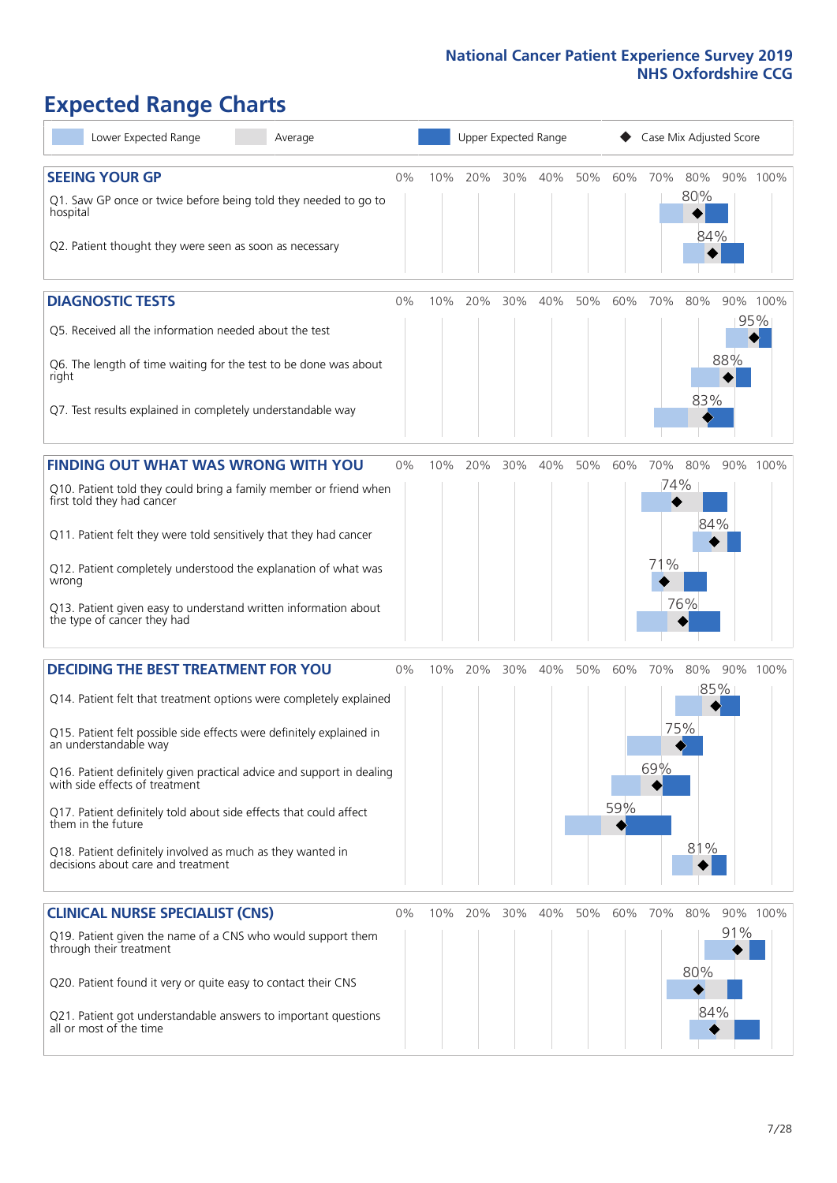# Expected Range Charts

Legend: Lower Expected Range | Average | Upper Expected Range | Case Mix Adjusted Score

## SEEING YOUR GP

| Question | Case Mix Adjusted Score |
| --- | --- |
| Q1. Saw GP once or twice before being told they needed to go to hospital | 80% |
| Q2. Patient thought they were seen as soon as necessary | 84% |

## DIAGNOSTIC TESTS

| Question | Case Mix Adjusted Score |
| --- | --- |
| Q5. Received all the information needed about the test | 95% |
| Q6. The length of time waiting for the test to be done was about right | 88% |
| Q7. Test results explained in completely understandable way | 83% |

## FINDING OUT WHAT WAS WRONG WITH YOU

| Question | Case Mix Adjusted Score |
| --- | --- |
| Q10. Patient told they could bring a family member or friend when first told they had cancer | 74% |
| Q11. Patient felt they were told sensitively that they had cancer | 84% |
| Q12. Patient completely understood the explanation of what was wrong | 71% |
| Q13. Patient given easy to understand written information about the type of cancer they had | 76% |

## DECIDING THE BEST TREATMENT FOR YOU

| Question | Case Mix Adjusted Score |
| --- | --- |
| Q14. Patient felt that treatment options were completely explained | 85% |
| Q15. Patient felt possible side effects were definitely explained in an understandable way | 75% |
| Q16. Patient definitely given practical advice and support in dealing with side effects of treatment | 69% |
| Q17. Patient definitely told about side effects that could affect them in the future | 59% |
| Q18. Patient definitely involved as much as they wanted in decisions about care and treatment | 81% |

## CLINICAL NURSE SPECIALIST (CNS)

| Question | Case Mix Adjusted Score |
| --- | --- |
| Q19. Patient given the name of a CNS who would support them through their treatment | 91% |
| Q20. Patient found it very or quite easy to contact their CNS | 80% |
| Q21. Patient got understandable answers to important questions all or most of the time | 84% |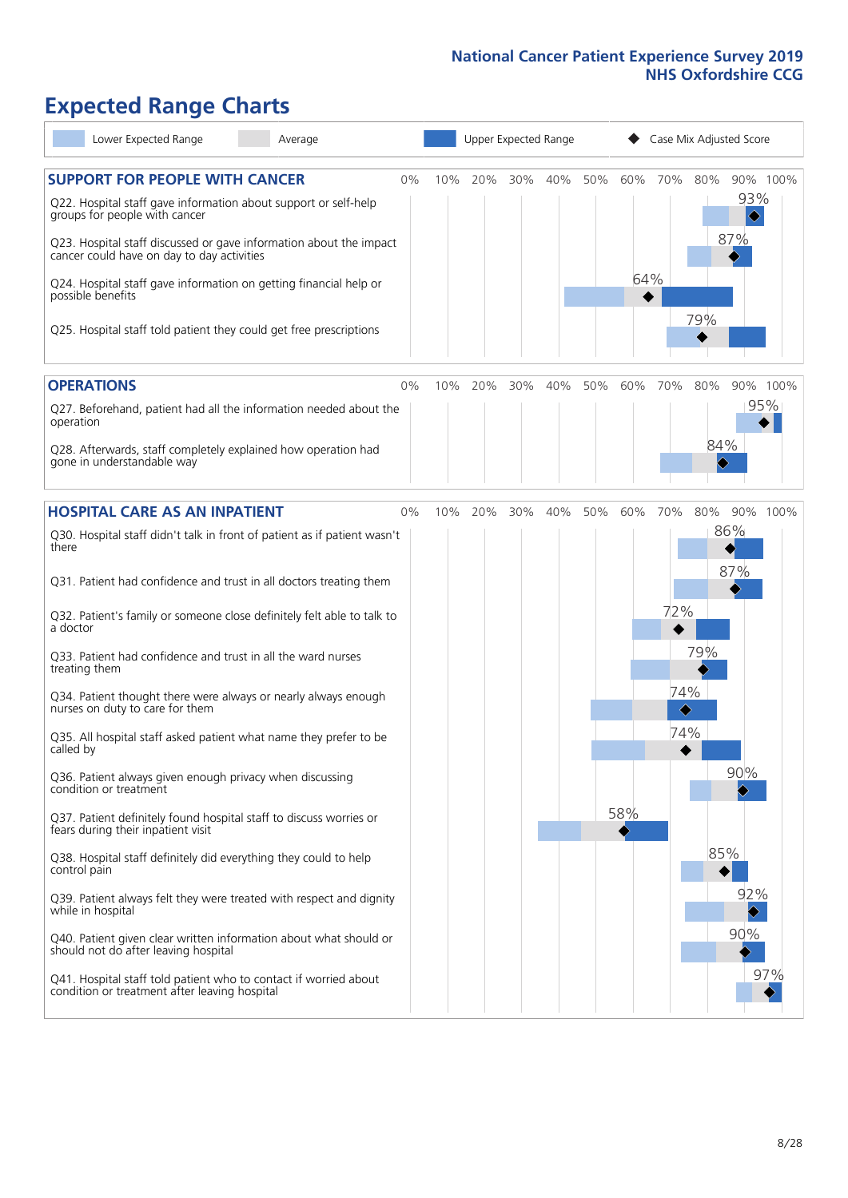# Expected Range Charts

Legend: Lower Expected Range | Average | Upper Expected Range | ◆ Case Mix Adjusted Score

## SUPPORT FOR PEOPLE WITH CANCER

| Question | Case Mix Adjusted Score |
|---|---|
| Q22. Hospital staff gave information about support or self-help groups for people with cancer | 93% |
| Q23. Hospital staff discussed or gave information about the impact cancer could have on day to day activities | 87% |
| Q24. Hospital staff gave information on getting financial help or possible benefits | 64% |
| Q25. Hospital staff told patient they could get free prescriptions | 79% |

## OPERATIONS

| Question | Case Mix Adjusted Score |
|---|---|
| Q27. Beforehand, patient had all the information needed about the operation | 95% |
| Q28. Afterwards, staff completely explained how operation had gone in understandable way | 84% |

## HOSPITAL CARE AS AN INPATIENT

| Question | Case Mix Adjusted Score |
|---|---|
| Q30. Hospital staff didn't talk in front of patient as if patient wasn't there | 86% |
| Q31. Patient had confidence and trust in all doctors treating them | 87% |
| Q32. Patient's family or someone close definitely felt able to talk to a doctor | 72% |
| Q33. Patient had confidence and trust in all the ward nurses treating them | 79% |
| Q34. Patient thought there were always or nearly always enough nurses on duty to care for them | 74% |
| Q35. All hospital staff asked patient what name they prefer to be called by | 74% |
| Q36. Patient always given enough privacy when discussing condition or treatment | 90% |
| Q37. Patient definitely found hospital staff to discuss worries or fears during their inpatient visit | 58% |
| Q38. Hospital staff definitely did everything they could to help control pain | 85% |
| Q39. Patient always felt they were treated with respect and dignity while in hospital | 92% |
| Q40. Patient given clear written information about what should or should not do after leaving hospital | 90% |
| Q41. Hospital staff told patient who to contact if worried about condition or treatment after leaving hospital | 97% |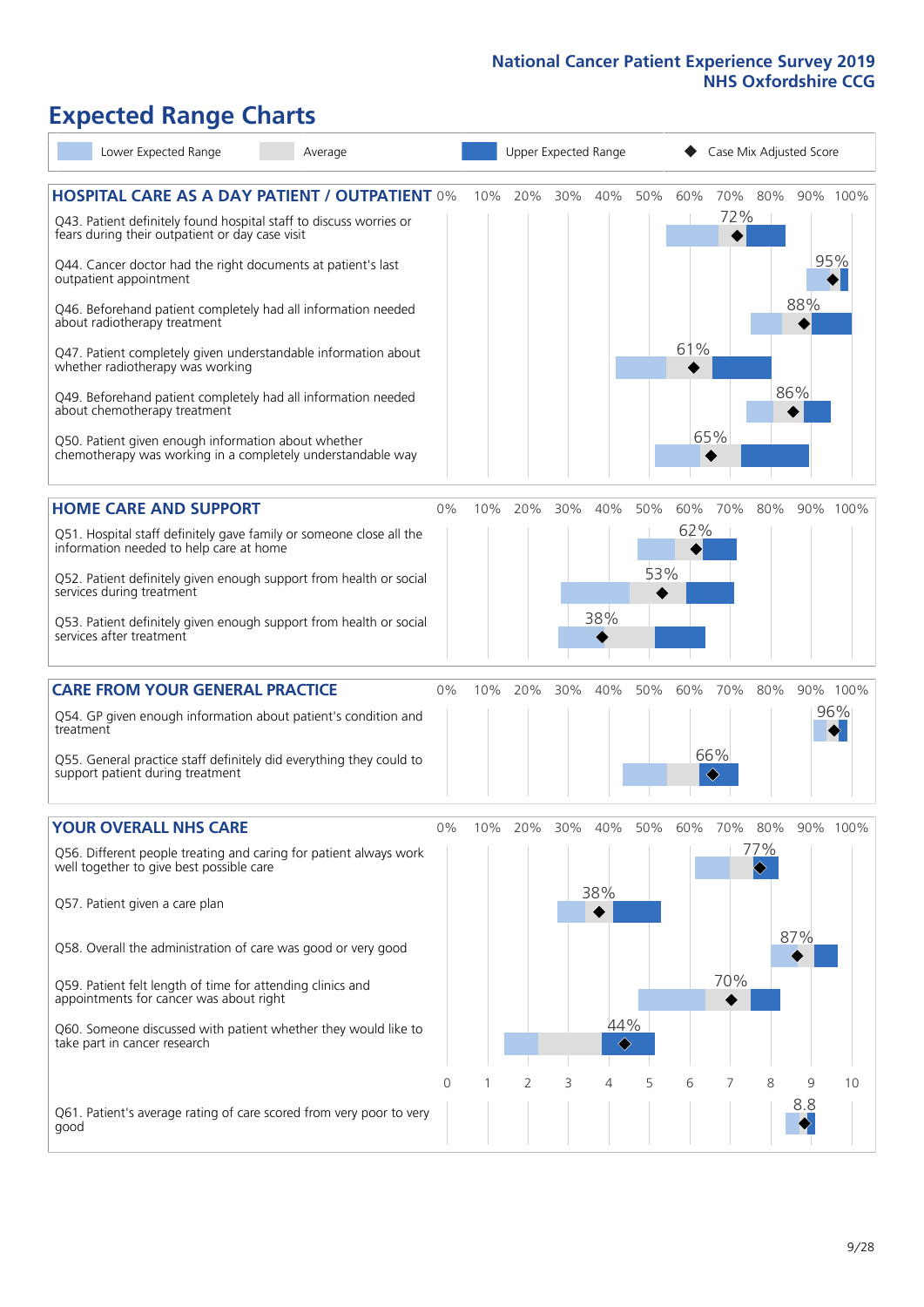# Expected Range Charts

Legend: Lower Expected Range | Average | Upper Expected Range | ◆ Case Mix Adjusted Score

## HOSPITAL CARE AS A DAY PATIENT / OUTPATIENT

| Question | Case Mix Adjusted Score |
|---|---|
| Q43. Patient definitely found hospital staff to discuss worries or fears during their outpatient or day case visit | 72% |
| Q44. Cancer doctor had the right documents at patient's last outpatient appointment | 95% |
| Q46. Beforehand patient completely had all information needed about radiotherapy treatment | 88% |
| Q47. Patient completely given understandable information about whether radiotherapy treatment was working | 61% |
| Q49. Beforehand patient completely had all information needed about chemotherapy treatment | 86% |
| Q50. Patient given enough information about whether chemotherapy treatment was working in a completely understandable way | 65% |

## HOME CARE AND SUPPORT

| Question | Case Mix Adjusted Score |
|---|---|
| Q51. Hospital staff definitely gave family or someone close all the information needed to help care at home | 62% |
| Q52. Patient definitely given enough support from health or social services during treatment | 53% |
| Q53. Patient definitely given enough support from health or social services after treatment | 38% |

## CARE FROM YOUR GENERAL PRACTICE

| Question | Case Mix Adjusted Score |
|---|---|
| Q54. GP given enough information about patient's condition and treatment | 96% |
| Q55. General practice staff definitely did everything they could to support patient during treatment | 66% |

## YOUR OVERALL NHS CARE

| Question | Case Mix Adjusted Score |
|---|---|
| Q56. Different people treating and caring for patient always work well together to give best possible care | 77% |
| Q57. Patient given a care plan | 38% |
| Q58. Overall the administration of care was good or very good | 87% |
| Q59. Patient felt length of time for attending clinics and appointments for cancer was about right | 70% |
| Q60. Someone discussed with patient whether they would like to take part in cancer research | 44% |
| Q61. Patient's average rating of care scored from very poor to very good | 8.8 |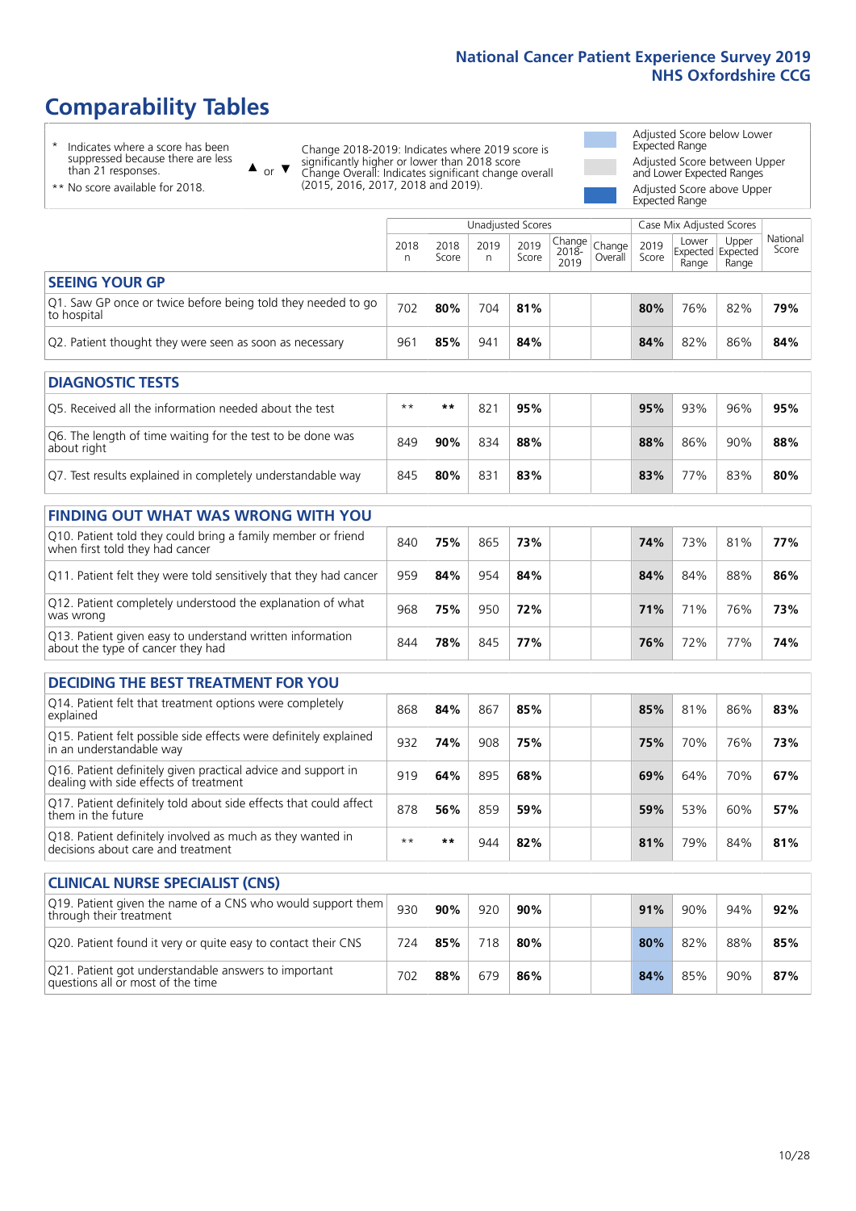# Comparability Tables

\* Indicates where a score has been suppressed because there are less than 21 responses.

\*\* No score available for 2018.

▲ or ▼ Change 2018-2019: Indicates where 2019 score is significantly higher or lower than 2018 score
Change Overall: Indicates significant change overall (2015, 2016, 2017, 2018 and 2019).

Adjusted Score below Lower Expected Range

Adjusted Score between Upper and Lower Expected Ranges

Adjusted Score above Upper Expected Range

| | Unadjusted Scores | | | | | | Case Mix Adjusted Scores | | | |
|---|---|---|---|---|---|---|---|---|---|---|
| | 2018 n | 2018 Score | 2019 n | 2019 Score | Change 2018-2019 | Change Overall | 2019 Score | Lower Expected Range | Upper Expected Range | National Score |
| **SEEING YOUR GP** | | | | | | | | | | |
| Q1. Saw GP once or twice before being told they needed to go to hospital | 702 | **80%** | 704 | **81%** | | | **80%** | 76% | 82% | **79%** |
| Q2. Patient thought they were seen as soon as necessary | 961 | **85%** | 941 | **84%** | | | **84%** | 82% | 86% | **84%** |
| **DIAGNOSTIC TESTS** | | | | | | | | | | |
| Q5. Received all the information needed about the test | ** | ** | 821 | **95%** | | | **95%** | 93% | 96% | **95%** |
| Q6. The length of time waiting for the test to be done was about right | 849 | **90%** | 834 | **88%** | | | **88%** | 86% | 90% | **88%** |
| Q7. Test results explained in completely understandable way | 845 | **80%** | 831 | **83%** | | | **83%** | 77% | 83% | **80%** |
| **FINDING OUT WHAT WAS WRONG WITH YOU** | | | | | | | | | | |
| Q10. Patient told they could bring a family member or friend when first told they had cancer | 840 | **75%** | 865 | **73%** | | | **74%** | 73% | 81% | **77%** |
| Q11. Patient felt they were told sensitively that they had cancer | 959 | **84%** | 954 | **84%** | | | **84%** | 84% | 88% | **86%** |
| Q12. Patient completely understood the explanation of what was wrong | 968 | **75%** | 950 | **72%** | | | **71%** | 71% | 76% | **73%** |
| Q13. Patient given easy to understand written information about the type of cancer they had | 844 | **78%** | 845 | **77%** | | | **76%** | 72% | 77% | **74%** |
| **DECIDING THE BEST TREATMENT FOR YOU** | | | | | | | | | | |
| Q14. Patient felt that treatment options were completely explained | 868 | **84%** | 867 | **85%** | | | **85%** | 81% | 86% | **83%** |
| Q15. Patient felt possible side effects were definitely explained in an understandable way | 932 | **74%** | 908 | **75%** | | | **75%** | 70% | 76% | **73%** |
| Q16. Patient definitely given practical advice and support in dealing with side effects of treatment | 919 | **64%** | 895 | **68%** | | | **69%** | 64% | 70% | **67%** |
| Q17. Patient definitely told about side effects that could affect them in the future | 878 | **56%** | 859 | **59%** | | | **59%** | 53% | 60% | **57%** |
| Q18. Patient definitely involved as much as they wanted in decisions about care and treatment | ** | ** | 944 | **82%** | | | **81%** | 79% | 84% | **81%** |
| **CLINICAL NURSE SPECIALIST (CNS)** | | | | | | | | | | |
| Q19. Patient given the name of a CNS who would support them through their treatment | 930 | **90%** | 920 | **90%** | | | **91%** | 90% | 94% | **92%** |
| Q20. Patient found it very or quite easy to contact their CNS | 724 | **85%** | 718 | **80%** | | | **80%** | 82% | 88% | **85%** |
| Q21. Patient got understandable answers to important questions all or most of the time | 702 | **88%** | 679 | **86%** | | | **84%** | 85% | 90% | **87%** |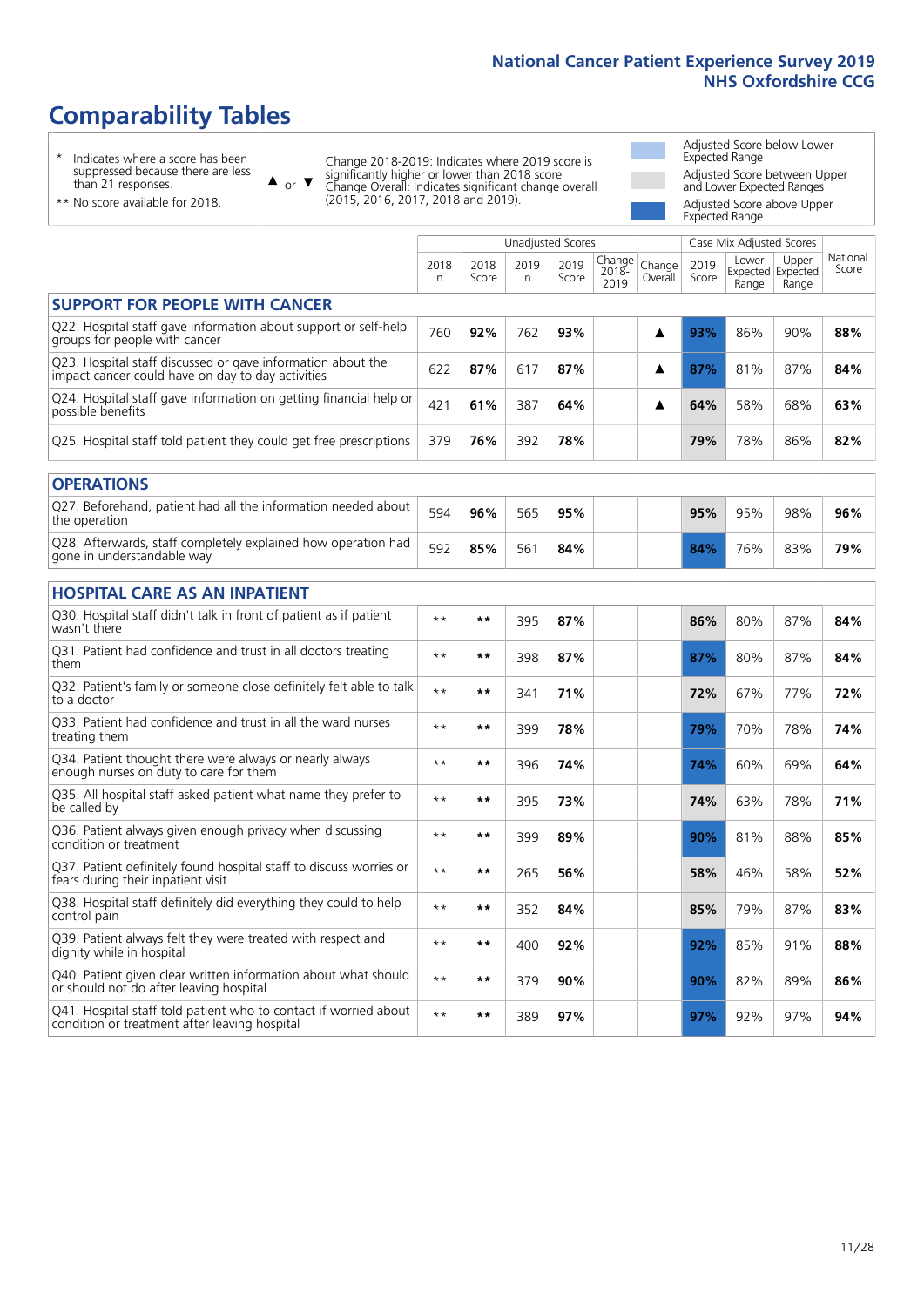# Comparability Tables

\* Indicates where a score has been suppressed because there are less than 21 responses.

\*\* No score available for 2018.

▲ or ▼ Change 2018-2019: Indicates where 2019 score is significantly higher or lower than 2018 score. Change Overall: Indicates significant change overall (2015, 2016, 2017, 2018 and 2019).

Adjusted Score below Lower Expected Range

Adjusted Score between Upper and Lower Expected Ranges

Adjusted Score above Upper Expected Range

| | Unadjusted Scores | | | | | | Case Mix Adjusted Scores | | | |
|---|---|---|---|---|---|---|---|---|---|---|
| | 2018 n | 2018 Score | 2019 n | 2019 Score | Change 2018-2019 | Change Overall | 2019 Score | Lower Expected Range | Upper Expected Range | National Score |
| **SUPPORT FOR PEOPLE WITH CANCER** | | | | | | | | | | |
| Q22. Hospital staff gave information about support or self-help groups for people with cancer | 760 | **92%** | 762 | **93%** | | ▲ | **93%** | 86% | 90% | **88%** |
| Q23. Hospital staff discussed or gave information about the impact cancer could have on day to day activities | 622 | **87%** | 617 | **87%** | | ▲ | **87%** | 81% | 87% | **84%** |
| Q24. Hospital staff gave information on getting financial help or possible benefits | 421 | **61%** | 387 | **64%** | | ▲ | **64%** | 58% | 68% | **63%** |
| Q25. Hospital staff told patient they could get free prescriptions | 379 | **76%** | 392 | **78%** | | | **79%** | 78% | 86% | **82%** |
| **OPERATIONS** | | | | | | | | | | |
| Q27. Beforehand, patient had all the information needed about the operation | 594 | **96%** | 565 | **95%** | | | **95%** | 95% | 98% | **96%** |
| Q28. Afterwards, staff completely explained how operation had gone in understandable way | 592 | **85%** | 561 | **84%** | | | **84%** | 76% | 83% | **79%** |
| **HOSPITAL CARE AS AN INPATIENT** | | | | | | | | | | |
| Q30. Hospital staff didn't talk in front of patient as if patient wasn't there | ** | ** | 395 | **87%** | | | **86%** | 80% | 87% | **84%** |
| Q31. Patient had confidence and trust in all doctors treating them | ** | ** | 398 | **87%** | | | **87%** | 80% | 87% | **84%** |
| Q32. Patient's family or someone close definitely felt able to talk to a doctor | ** | ** | 341 | **71%** | | | **72%** | 67% | 77% | **72%** |
| Q33. Patient had confidence and trust in all the ward nurses treating them | ** | ** | 399 | **78%** | | | **79%** | 70% | 78% | **74%** |
| Q34. Patient thought there were always or nearly always enough nurses on duty to care for them | ** | ** | 396 | **74%** | | | **74%** | 60% | 69% | **64%** |
| Q35. All hospital staff asked patient what name they prefer to be called by | ** | ** | 395 | **73%** | | | **74%** | 63% | 78% | **71%** |
| Q36. Patient always given enough privacy when discussing condition or treatment | ** | ** | 399 | **89%** | | | **90%** | 81% | 88% | **85%** |
| Q37. Patient definitely found hospital staff to discuss worries or fears during their inpatient visit | ** | ** | 265 | **56%** | | | **58%** | 46% | 58% | **52%** |
| Q38. Hospital staff definitely did everything they could to help control pain | ** | ** | 352 | **84%** | | | **85%** | 79% | 87% | **83%** |
| Q39. Patient always felt they were treated with respect and dignity while in hospital | ** | ** | 400 | **92%** | | | **92%** | 85% | 91% | **88%** |
| Q40. Patient given clear written information about what should or should not do after leaving hospital | ** | ** | 379 | **90%** | | | **90%** | 82% | 89% | **86%** |
| Q41. Hospital staff told patient who to contact if worried about condition or treatment after leaving hospital | ** | ** | 389 | **97%** | | | **97%** | 92% | 97% | **94%** |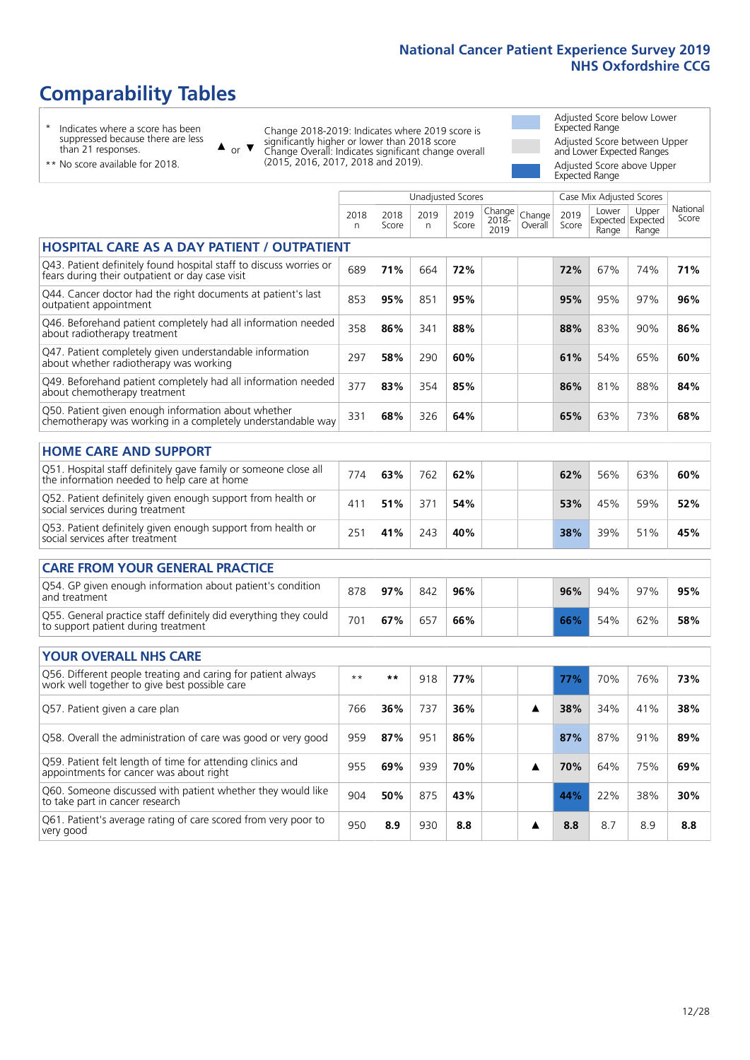# Comparability Tables

\* Indicates where a score has been suppressed because there are less than 21 responses.

\*\* No score available for 2018.

▲ or ▼ Change 2018-2019: Indicates where 2019 score is significantly higher or lower than 2018 score. Change Overall: Indicates significant change overall (2015, 2016, 2017, 2018 and 2019).

Adjusted Score below Lower Expected Range

Adjusted Score between Upper and Lower Expected Ranges

Adjusted Score above Upper Expected Range

| | Unadjusted Scores | | | | | | Case Mix Adjusted Scores | | | |
|---|---|---|---|---|---|---|---|---|---|---|
| | 2018 n | 2018 Score | 2019 n | 2019 Score | Change 2018-2019 | Change Overall | 2019 Score | Lower Expected Range | Upper Expected Range | National Score |
| **HOSPITAL CARE AS A DAY PATIENT / OUTPATIENT** | | | | | | | | | | |
| Q43. Patient definitely found hospital staff to discuss worries or fears during their outpatient or day case visit | 689 | **71%** | 664 | **72%** | | | **72%** | 67% | 74% | **71%** |
| Q44. Cancer doctor had the right documents at patient's last outpatient appointment | 853 | **95%** | 851 | **95%** | | | **95%** | 95% | 97% | **96%** |
| Q46. Beforehand patient completely had all information needed about radiotherapy treatment | 358 | **86%** | 341 | **88%** | | | **88%** | 83% | 90% | **86%** |
| Q47. Patient completely given understandable information about whether radiotherapy was working | 297 | **58%** | 290 | **60%** | | | **61%** | 54% | 65% | **60%** |
| Q49. Beforehand patient completely had all information needed about chemotherapy treatment | 377 | **83%** | 354 | **85%** | | | **86%** | 81% | 88% | **84%** |
| Q50. Patient given enough information about whether chemotherapy was working in a completely understandable way | 331 | **68%** | 326 | **64%** | | | **65%** | 63% | 73% | **68%** |
| **HOME CARE AND SUPPORT** | | | | | | | | | | |
| Q51. Hospital staff definitely gave family or someone close all the information needed to help care at home | 774 | **63%** | 762 | **62%** | | | **62%** | 56% | 63% | **60%** |
| Q52. Patient definitely given enough support from health or social services during treatment | 411 | **51%** | 371 | **54%** | | | **53%** | 45% | 59% | **52%** |
| Q53. Patient definitely given enough support from health or social services after treatment | 251 | **41%** | 243 | **40%** | | | **38%** | 39% | 51% | **45%** |
| **CARE FROM YOUR GENERAL PRACTICE** | | | | | | | | | | |
| Q54. GP given enough information about patient's condition and treatment | 878 | **97%** | 842 | **96%** | | | **96%** | 94% | 97% | **95%** |
| Q55. General practice staff definitely did everything they could to support patient during treatment | 701 | **67%** | 657 | **66%** | | | **66%** | 54% | 62% | **58%** |
| **YOUR OVERALL NHS CARE** | | | | | | | | | | |
| Q56. Different people treating and caring for patient always work well together to give best possible care | ** | ** | 918 | **77%** | | | **77%** | 70% | 76% | **73%** |
| Q57. Patient given a care plan | 766 | **36%** | 737 | **36%** | | ▲ | **38%** | 34% | 41% | **38%** |
| Q58. Overall the administration of care was good or very good | 959 | **87%** | 951 | **86%** | | | **87%** | 87% | 91% | **89%** |
| Q59. Patient felt length of time for attending clinics and appointments for cancer was about right | 955 | **69%** | 939 | **70%** | | ▲ | **70%** | 64% | 75% | **69%** |
| Q60. Someone discussed with patient whether they would like to take part in cancer research | 904 | **50%** | 875 | **43%** | | | **44%** | 22% | 38% | **30%** |
| Q61. Patient's average rating of care scored from very poor to very good | 950 | **8.9** | 930 | **8.8** | | ▲ | **8.8** | 8.7 | 8.9 | **8.8** |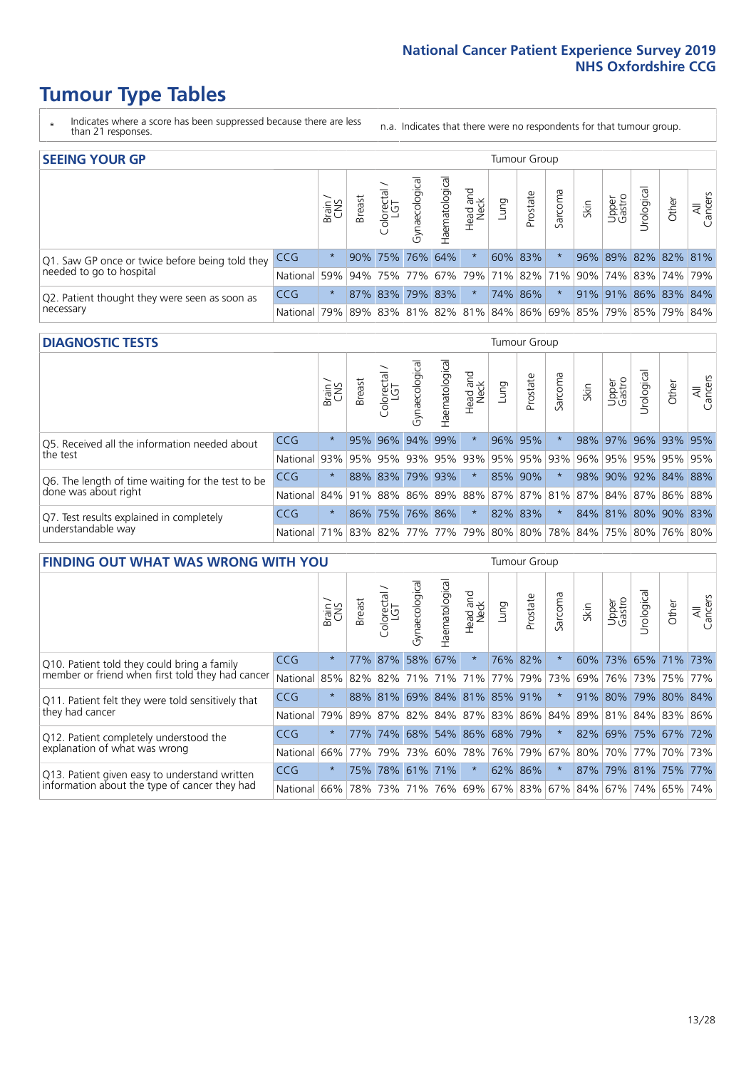# Tumour Type Tables

\* Indicates where a score has been suppressed because there are less than 21 responses.

n.a. Indicates that there were no respondents for that tumour group.

## SEEING YOUR GP

| | | Brain / CNS | Breast | Colorectal / LGT | Gynaecological | Haematological | Head and Neck | Lung | Prostate | Sarcoma | Skin | Upper Gastro | Urological | Other | All Cancers |
|---|---|---|---|---|---|---|---|---|---|---|---|---|---|---|---|
| Q1. Saw GP once or twice before being told they needed to go to hospital | CCG | * | 90% | 75% | 76% | 64% | * | 60% | 83% | * | 96% | 89% | 82% | 82% | 81% |
| | National | 59% | 94% | 75% | 77% | 67% | 79% | 71% | 82% | 71% | 90% | 74% | 83% | 74% | 79% |
| Q2. Patient thought they were seen as soon as necessary | CCG | * | 87% | 83% | 79% | 83% | * | 74% | 86% | * | 91% | 91% | 86% | 83% | 84% |
| | National | 79% | 89% | 83% | 81% | 82% | 81% | 84% | 86% | 69% | 85% | 79% | 85% | 79% | 84% |

## DIAGNOSTIC TESTS

| | | Brain / CNS | Breast | Colorectal / LGT | Gynaecological | Haematological | Head and Neck | Lung | Prostate | Sarcoma | Skin | Upper Gastro | Urological | Other | All Cancers |
|---|---|---|---|---|---|---|---|---|---|---|---|---|---|---|---|
| Q5. Received all the information needed about the test | CCG | * | 95% | 96% | 94% | 99% | * | 96% | 95% | * | 98% | 97% | 96% | 93% | 95% |
| | National | 93% | 95% | 95% | 93% | 95% | 93% | 95% | 95% | 93% | 96% | 95% | 95% | 95% | 95% |
| Q6. The length of time waiting for the test to be done was about right | CCG | * | 88% | 83% | 79% | 93% | * | 85% | 90% | * | 98% | 90% | 92% | 84% | 88% |
| | National | 84% | 91% | 88% | 86% | 89% | 88% | 87% | 87% | 81% | 87% | 84% | 87% | 86% | 88% |
| Q7. Test results explained in completely understandable way | CCG | * | 86% | 75% | 76% | 86% | * | 82% | 83% | * | 84% | 81% | 80% | 90% | 83% |
| | National | 71% | 83% | 82% | 77% | 77% | 79% | 80% | 80% | 78% | 84% | 75% | 80% | 76% | 80% |

## FINDING OUT WHAT WAS WRONG WITH YOU

| | | Brain / CNS | Breast | Colorectal / LGT | Gynaecological | Haematological | Head and Neck | Lung | Prostate | Sarcoma | Skin | Upper Gastro | Urological | Other | All Cancers |
|---|---|---|---|---|---|---|---|---|---|---|---|---|---|---|---|
| Q10. Patient told they could bring a family member or friend when first told they had cancer | CCG | * | 77% | 87% | 58% | 67% | * | 76% | 82% | * | 60% | 73% | 65% | 71% | 73% |
| | National | 85% | 82% | 82% | 71% | 71% | 71% | 77% | 79% | 73% | 69% | 76% | 73% | 75% | 77% |
| Q11. Patient felt they were told sensitively that they had cancer | CCG | * | 88% | 81% | 69% | 84% | 81% | 85% | 91% | * | 91% | 80% | 79% | 80% | 84% |
| | National | 79% | 89% | 87% | 82% | 84% | 87% | 83% | 86% | 84% | 89% | 81% | 84% | 83% | 86% |
| Q12. Patient completely understood the explanation of what was wrong | CCG | * | 77% | 74% | 68% | 54% | 86% | 68% | 79% | * | 82% | 69% | 75% | 67% | 72% |
| | National | 66% | 77% | 79% | 73% | 60% | 78% | 76% | 79% | 67% | 80% | 70% | 77% | 70% | 73% |
| Q13. Patient given easy to understand written information about the type of cancer they had | CCG | * | 75% | 78% | 61% | 71% | * | 62% | 86% | * | 87% | 79% | 81% | 75% | 77% |
| | National | 66% | 78% | 73% | 71% | 76% | 69% | 67% | 83% | 67% | 84% | 67% | 74% | 65% | 74% |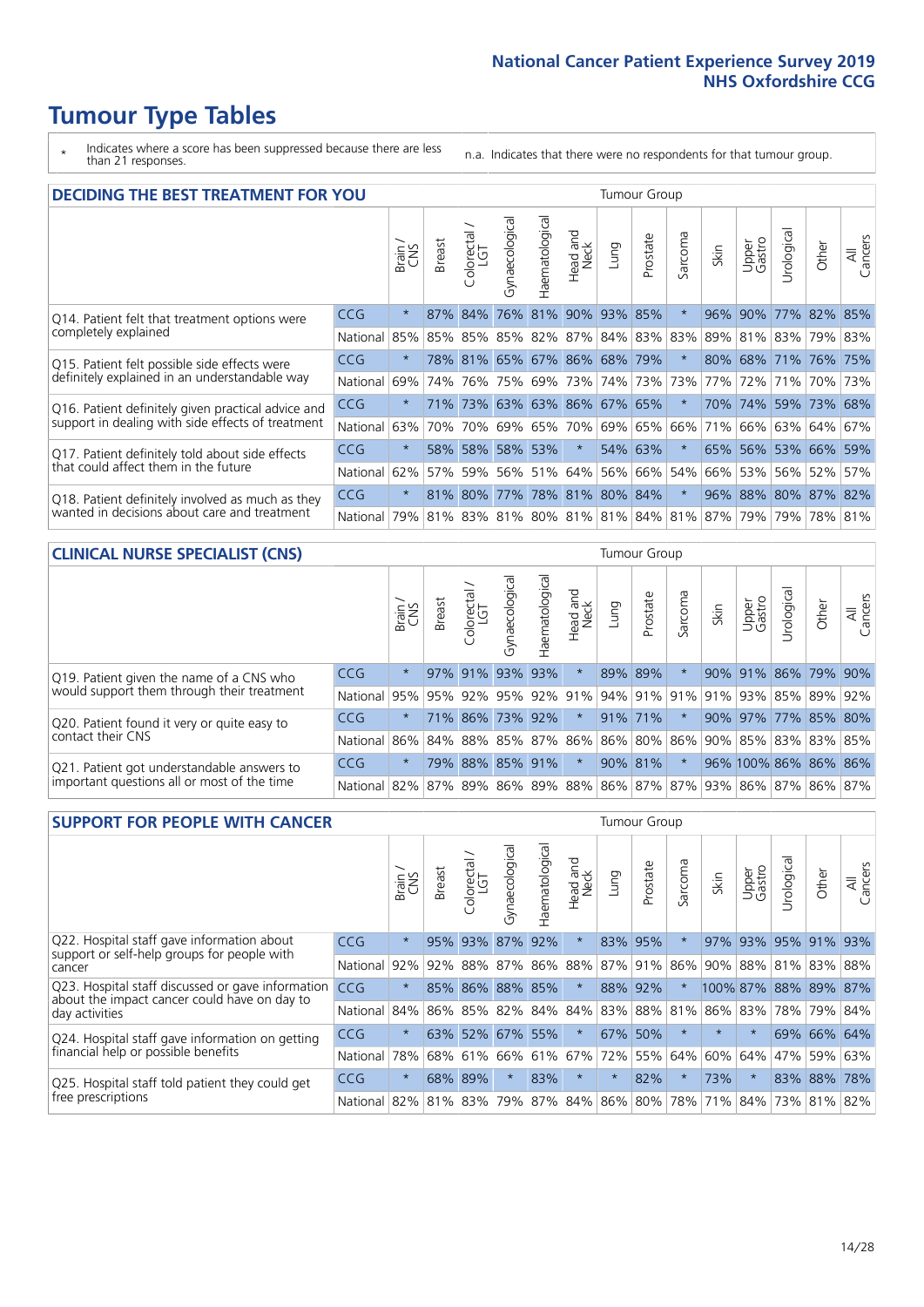# Tumour Type Tables

\* Indicates where a score has been suppressed because there are less than 21 responses.

n.a. Indicates that there were no respondents for that tumour group.

## DECIDING THE BEST TREATMENT FOR YOU

| | | Brain / CNS | Breast | Colorectal / LGT | Gynaecological | Haematological | Head and Neck | Lung | Prostate | Sarcoma | Skin | Upper Gastro | Urological | Other | All Cancers |
|---|---|---|---|---|---|---|---|---|---|---|---|---|---|---|---|
| Q14. Patient felt that treatment options were completely explained | CCG | * | 87% | 84% | 76% | 81% | 90% | 93% | 85% | * | 96% | 90% | 77% | 82% | 85% |
| | National | 85% | 85% | 85% | 85% | 82% | 87% | 84% | 83% | 83% | 89% | 81% | 83% | 79% | 83% |
| Q15. Patient felt possible side effects were definitely explained in an understandable way | CCG | * | 78% | 81% | 65% | 67% | 86% | 68% | 79% | * | 80% | 68% | 71% | 76% | 75% |
| | National | 69% | 74% | 76% | 75% | 69% | 73% | 74% | 73% | 73% | 77% | 72% | 71% | 70% | 73% |
| Q16. Patient definitely given practical advice and support in dealing with side effects of treatment | CCG | * | 71% | 73% | 63% | 63% | 86% | 67% | 65% | * | 70% | 74% | 59% | 73% | 68% |
| | National | 63% | 70% | 70% | 69% | 65% | 70% | 69% | 65% | 66% | 71% | 66% | 63% | 64% | 67% |
| Q17. Patient definitely told about side effects that could affect them in the future | CCG | * | 58% | 58% | 58% | 53% | * | 54% | 63% | * | 65% | 56% | 53% | 66% | 59% |
| | National | 62% | 57% | 59% | 56% | 51% | 64% | 56% | 66% | 54% | 66% | 53% | 56% | 52% | 57% |
| Q18. Patient definitely involved as much as they wanted in decisions about care and treatment | CCG | * | 81% | 80% | 77% | 78% | 81% | 80% | 84% | * | 96% | 88% | 80% | 87% | 82% |
| | National | 79% | 81% | 83% | 81% | 80% | 81% | 81% | 84% | 81% | 87% | 79% | 79% | 78% | 81% |

## CLINICAL NURSE SPECIALIST (CNS)

| | | Brain / CNS | Breast | Colorectal / LGT | Gynaecological | Haematological | Head and Neck | Lung | Prostate | Sarcoma | Skin | Upper Gastro | Urological | Other | All Cancers |
|---|---|---|---|---|---|---|---|---|---|---|---|---|---|---|---|
| Q19. Patient given the name of a CNS who would support them through their treatment | CCG | * | 97% | 91% | 93% | 93% | * | 89% | 89% | * | 90% | 91% | 86% | 79% | 90% |
| | National | 95% | 95% | 92% | 95% | 92% | 91% | 94% | 91% | 91% | 91% | 93% | 85% | 89% | 92% |
| Q20. Patient found it very or quite easy to contact their CNS | CCG | * | 71% | 86% | 73% | 92% | * | 91% | 71% | * | 90% | 97% | 77% | 85% | 80% |
| | National | 86% | 84% | 88% | 85% | 87% | 86% | 86% | 80% | 86% | 90% | 85% | 83% | 83% | 85% |
| Q21. Patient got understandable answers to important questions all or most of the time | CCG | * | 79% | 88% | 85% | 91% | * | 90% | 81% | * | 96% | 100% | 86% | 86% | 86% |
| | National | 82% | 87% | 89% | 86% | 89% | 88% | 86% | 87% | 87% | 93% | 86% | 87% | 86% | 87% |

## SUPPORT FOR PEOPLE WITH CANCER

| | | Brain / CNS | Breast | Colorectal / LGT | Gynaecological | Haematological | Head and Neck | Lung | Prostate | Sarcoma | Skin | Upper Gastro | Urological | Other | All Cancers |
|---|---|---|---|---|---|---|---|---|---|---|---|---|---|---|---|
| Q22. Hospital staff gave information about support or self-help groups for people with cancer | CCG | * | 95% | 93% | 87% | 92% | * | 83% | 95% | * | 97% | 93% | 95% | 91% | 93% |
| | National | 92% | 92% | 88% | 87% | 86% | 88% | 87% | 91% | 86% | 90% | 88% | 81% | 83% | 88% |
| Q23. Hospital staff discussed or gave information about the impact cancer could have on day to day activities | CCG | * | 85% | 86% | 88% | 85% | * | 88% | 92% | * | 100% | 87% | 88% | 89% | 87% |
| | National | 84% | 86% | 85% | 82% | 84% | 84% | 83% | 88% | 81% | 86% | 83% | 78% | 79% | 84% |
| Q24. Hospital staff gave information on getting financial help or possible benefits | CCG | * | 63% | 52% | 67% | 55% | * | 67% | 50% | * | * | * | 69% | 66% | 64% |
| | National | 78% | 68% | 61% | 66% | 61% | 67% | 72% | 55% | 64% | 60% | 64% | 47% | 59% | 63% |
| Q25. Hospital staff told patient they could get free prescriptions | CCG | * | 68% | 89% | * | 83% | * | * | 82% | * | 73% | * | 83% | 88% | 78% |
| | National | 82% | 81% | 83% | 79% | 87% | 84% | 86% | 80% | 78% | 71% | 84% | 73% | 81% | 82% |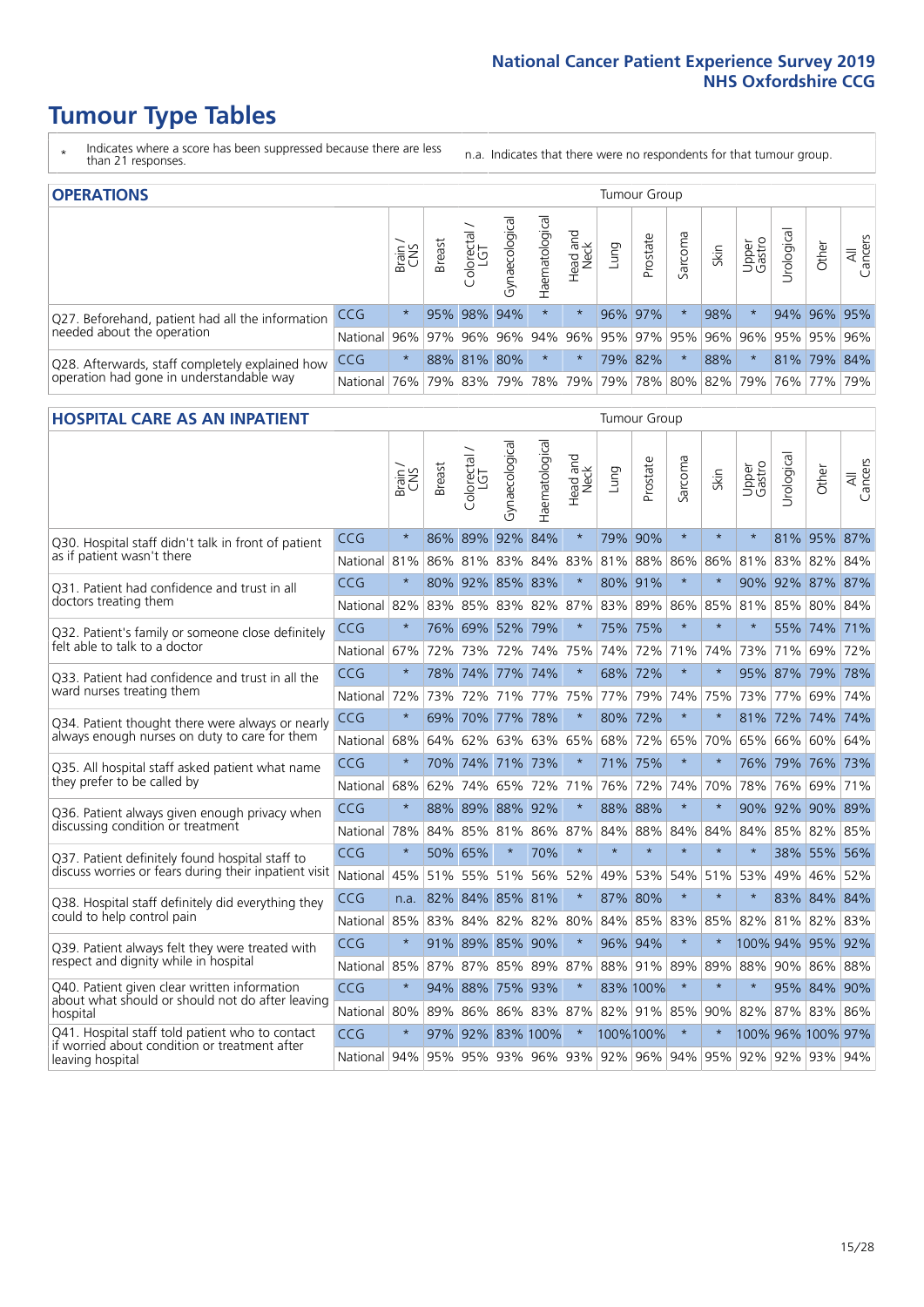# Tumour Type Tables

\* Indicates where a score has been suppressed because there are less than 21 responses.

n.a. Indicates that there were no respondents for that tumour group.

## OPERATIONS

| | | Brain / CNS | Breast | Colorectal / LGT | Gynaecological | Haematological | Head and Neck | Lung | Prostate | Sarcoma | Skin | Upper Gastro | Urological | Other | All Cancers |
|---|---|---|---|---|---|---|---|---|---|---|---|---|---|---|---|
| Q27. Beforehand, patient had all the information needed about the operation | CCG | * | 95% | 98% | 94% | * | * | 96% | 97% | * | 98% | * | 94% | 96% | 95% |
| | National | 96% | 97% | 96% | 96% | 94% | 96% | 95% | 97% | 95% | 96% | 96% | 95% | 95% | 96% |
| Q28. Afterwards, staff completely explained how operation had gone in understandable way | CCG | * | 88% | 81% | 80% | * | * | 79% | 82% | * | 88% | * | 81% | 79% | 84% |
| | National | 76% | 79% | 83% | 79% | 78% | 79% | 79% | 78% | 80% | 82% | 79% | 76% | 77% | 79% |

## HOSPITAL CARE AS AN INPATIENT

| | | Brain / CNS | Breast | Colorectal / LGT | Gynaecological | Haematological | Head and Neck | Lung | Prostate | Sarcoma | Skin | Upper Gastro | Urological | Other | All Cancers |
|---|---|---|---|---|---|---|---|---|---|---|---|---|---|---|---|
| Q30. Hospital staff didn't talk in front of patient as if patient wasn't there | CCG | * | 86% | 89% | 92% | 84% | * | 79% | 90% | * | * | * | 81% | 95% | 87% |
| | National | 81% | 86% | 81% | 83% | 84% | 83% | 81% | 88% | 86% | 86% | 81% | 83% | 82% | 84% |
| Q31. Patient had confidence and trust in all doctors treating them | CCG | * | 80% | 92% | 85% | 83% | * | 80% | 91% | * | * | 90% | 92% | 87% | 87% |
| | National | 82% | 83% | 85% | 83% | 82% | 87% | 83% | 89% | 86% | 85% | 81% | 85% | 80% | 84% |
| Q32. Patient's family or someone close definitely felt able to talk to a doctor | CCG | * | 76% | 69% | 52% | 79% | * | 75% | 75% | * | * | * | 55% | 74% | 71% |
| | National | 67% | 72% | 73% | 72% | 74% | 75% | 74% | 72% | 71% | 74% | 73% | 71% | 69% | 72% |
| Q33. Patient had confidence and trust in all the ward nurses treating them | CCG | * | 78% | 74% | 77% | 74% | * | 68% | 72% | * | * | 95% | 87% | 79% | 78% |
| | National | 72% | 73% | 72% | 71% | 77% | 75% | 77% | 79% | 74% | 75% | 73% | 77% | 69% | 74% |
| Q34. Patient thought there were always or nearly always enough nurses on duty to care for them | CCG | * | 69% | 70% | 77% | 78% | * | 80% | 72% | * | * | 81% | 72% | 74% | 74% |
| | National | 68% | 64% | 62% | 63% | 63% | 65% | 68% | 72% | 65% | 70% | 65% | 66% | 60% | 64% |
| Q35. All hospital staff asked patient what name they prefer to be called by | CCG | * | 70% | 74% | 71% | 73% | * | 71% | 75% | * | * | 76% | 79% | 76% | 73% |
| | National | 68% | 62% | 74% | 65% | 72% | 71% | 76% | 72% | 74% | 70% | 78% | 76% | 69% | 71% |
| Q36. Patient always given enough privacy when discussing condition or treatment | CCG | * | 88% | 89% | 88% | 92% | * | 88% | 88% | * | * | 90% | 92% | 90% | 89% |
| | National | 78% | 84% | 85% | 81% | 86% | 87% | 84% | 88% | 84% | 84% | 84% | 85% | 82% | 85% |
| Q37. Patient definitely found hospital staff to discuss worries or fears during their inpatient visit | CCG | * | 50% | 65% | * | 70% | * | * | * | * | * | * | 38% | 55% | 56% |
| | National | 45% | 51% | 55% | 51% | 56% | 52% | 49% | 53% | 54% | 51% | 53% | 49% | 46% | 52% |
| Q38. Hospital staff definitely did everything they could to help control pain | CCG | n.a. | 82% | 84% | 85% | 81% | * | 87% | 80% | * | * | * | 83% | 84% | 84% |
| | National | 85% | 83% | 84% | 82% | 82% | 80% | 84% | 85% | 83% | 85% | 82% | 81% | 82% | 83% |
| Q39. Patient always felt they were treated with respect and dignity while in hospital | CCG | * | 91% | 89% | 85% | 90% | * | 96% | 94% | * | * | 100% | 94% | 95% | 92% |
| | National | 85% | 87% | 87% | 85% | 89% | 87% | 88% | 91% | 89% | 89% | 88% | 90% | 86% | 88% |
| Q40. Patient given clear written information about what should or should not do after leaving hospital | CCG | * | 94% | 88% | 75% | 93% | * | 83% | 100% | * | * | * | 95% | 84% | 90% |
| | National | 80% | 89% | 86% | 86% | 83% | 87% | 82% | 91% | 85% | 90% | 82% | 87% | 83% | 86% |
| Q41. Hospital staff told patient who to contact if worried about condition or treatment after leaving hospital | CCG | * | 97% | 92% | 83% | 100% | * | 100% | 100% | * | * | 100% | 96% | 100% | 97% |
| | National | 94% | 95% | 95% | 93% | 96% | 93% | 92% | 96% | 94% | 95% | 92% | 92% | 93% | 94% |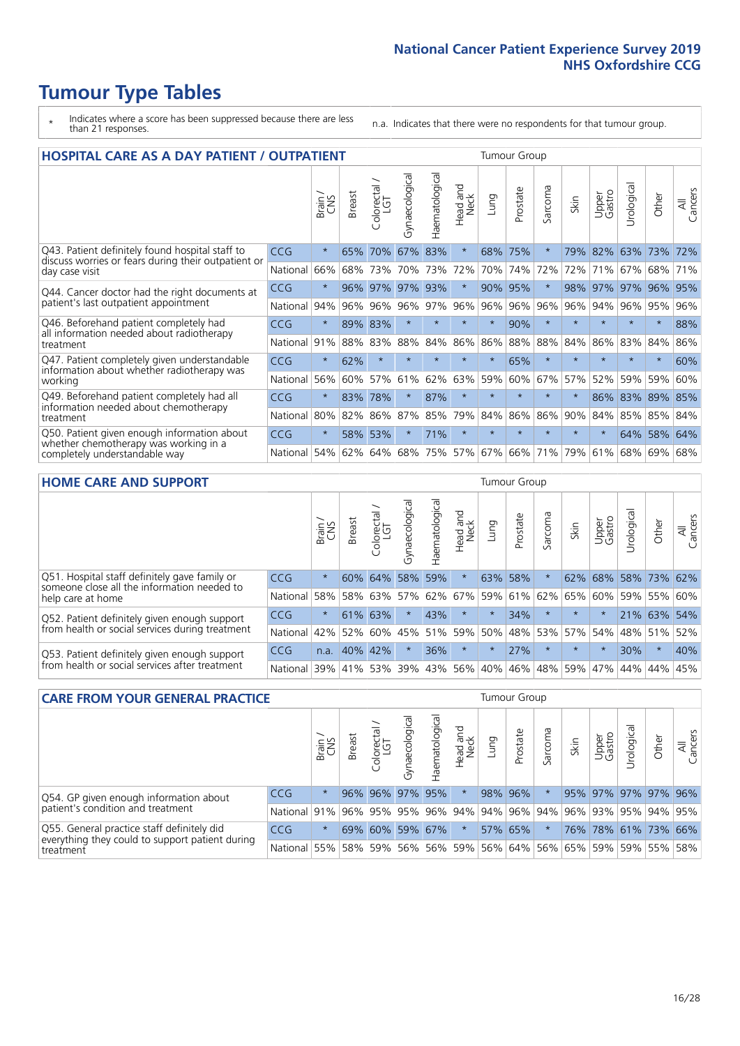# Tumour Type Tables

\* Indicates where a score has been suppressed because there are less than 21 responses.

n.a. Indicates that there were no respondents for that tumour group.

## HOSPITAL CARE AS A DAY PATIENT / OUTPATIENT

| | | Brain / CNS | Breast | Colorectal / LGT | Gynaecological | Haematological | Head and Neck | Lung | Prostate | Sarcoma | Skin | Upper Gastro | Urological | Other | All Cancers |
|---|---|---|---|---|---|---|---|---|---|---|---|---|---|---|---|
| Q43. Patient definitely found hospital staff to discuss worries or fears during their outpatient or day case visit | CCG | * | 65% | 70% | 67% | 83% | * | 68% | 75% | * | 79% | 82% | 63% | 73% | 72% |
| | National | 66% | 68% | 73% | 70% | 73% | 72% | 70% | 74% | 72% | 72% | 71% | 67% | 68% | 71% |
| Q44. Cancer doctor had the right documents at patient's last outpatient appointment | CCG | * | 96% | 97% | 97% | 93% | * | 90% | 95% | * | 98% | 97% | 97% | 96% | 95% |
| | National | 94% | 96% | 96% | 96% | 97% | 96% | 96% | 96% | 96% | 96% | 94% | 96% | 95% | 96% |
| Q46. Beforehand patient completely had all information needed about radiotherapy treatment | CCG | * | 89% | 83% | * | * | * | * | 90% | * | * | * | * | * | 88% |
| | National | 91% | 88% | 83% | 88% | 84% | 86% | 86% | 88% | 88% | 84% | 86% | 83% | 84% | 86% |
| Q47. Patient completely given understandable information about whether radiotherapy was working | CCG | * | 62% | * | * | * | * | * | 65% | * | * | * | * | * | 60% |
| | National | 56% | 60% | 57% | 61% | 62% | 63% | 59% | 60% | 67% | 57% | 52% | 59% | 59% | 60% |
| Q49. Beforehand patient completely had all information needed about chemotherapy treatment | CCG | * | 83% | 78% | * | 87% | * | * | * | * | * | 86% | 83% | 89% | 85% |
| | National | 80% | 82% | 86% | 87% | 85% | 79% | 84% | 86% | 86% | 90% | 84% | 85% | 85% | 84% |
| Q50. Patient given enough information about whether chemotherapy was working in a completely understandable way | CCG | * | 58% | 53% | * | 71% | * | * | * | * | * | * | 64% | 58% | 64% |
| | National | 54% | 62% | 64% | 68% | 75% | 57% | 67% | 66% | 71% | 79% | 61% | 68% | 69% | 68% |

## HOME CARE AND SUPPORT

| | | Brain / CNS | Breast | Colorectal / LGT | Gynaecological | Haematological | Head and Neck | Lung | Prostate | Sarcoma | Skin | Upper Gastro | Urological | Other | All Cancers |
|---|---|---|---|---|---|---|---|---|---|---|---|---|---|---|---|
| Q51. Hospital staff definitely gave family or someone close all the information needed to help care at home | CCG | * | 60% | 64% | 58% | 59% | * | 63% | 58% | * | 62% | 68% | 58% | 73% | 62% |
| | National | 58% | 58% | 63% | 57% | 62% | 67% | 59% | 61% | 62% | 65% | 60% | 59% | 55% | 60% |
| Q52. Patient definitely given enough support from health or social services during treatment | CCG | * | 61% | 63% | * | 43% | * | * | 34% | * | * | * | 21% | 63% | 54% |
| | National | 42% | 52% | 60% | 45% | 51% | 59% | 50% | 48% | 53% | 57% | 54% | 48% | 51% | 52% |
| Q53. Patient definitely given enough support from health or social services after treatment | CCG | n.a. | 40% | 42% | * | 36% | * | * | 27% | * | * | * | 30% | * | 40% |
| | National | 39% | 41% | 53% | 39% | 43% | 56% | 40% | 46% | 48% | 59% | 47% | 44% | 44% | 45% |

## CARE FROM YOUR GENERAL PRACTICE

| | | Brain / CNS | Breast | Colorectal / LGT | Gynaecological | Haematological | Head and Neck | Lung | Prostate | Sarcoma | Skin | Upper Gastro | Urological | Other | All Cancers |
|---|---|---|---|---|---|---|---|---|---|---|---|---|---|---|---|
| Q54. GP given enough information about patient's condition and treatment | CCG | * | 96% | 96% | 97% | 95% | * | 98% | 96% | * | 95% | 97% | 97% | 97% | 96% |
| | National | 91% | 96% | 95% | 95% | 96% | 94% | 94% | 96% | 94% | 96% | 93% | 95% | 94% | 95% |
| Q55. General practice staff definitely did everything they could to support patient during treatment | CCG | * | 69% | 60% | 59% | 67% | * | 57% | 65% | * | 76% | 78% | 61% | 73% | 66% |
| | National | 55% | 58% | 59% | 56% | 56% | 59% | 56% | 64% | 56% | 65% | 59% | 59% | 55% | 58% |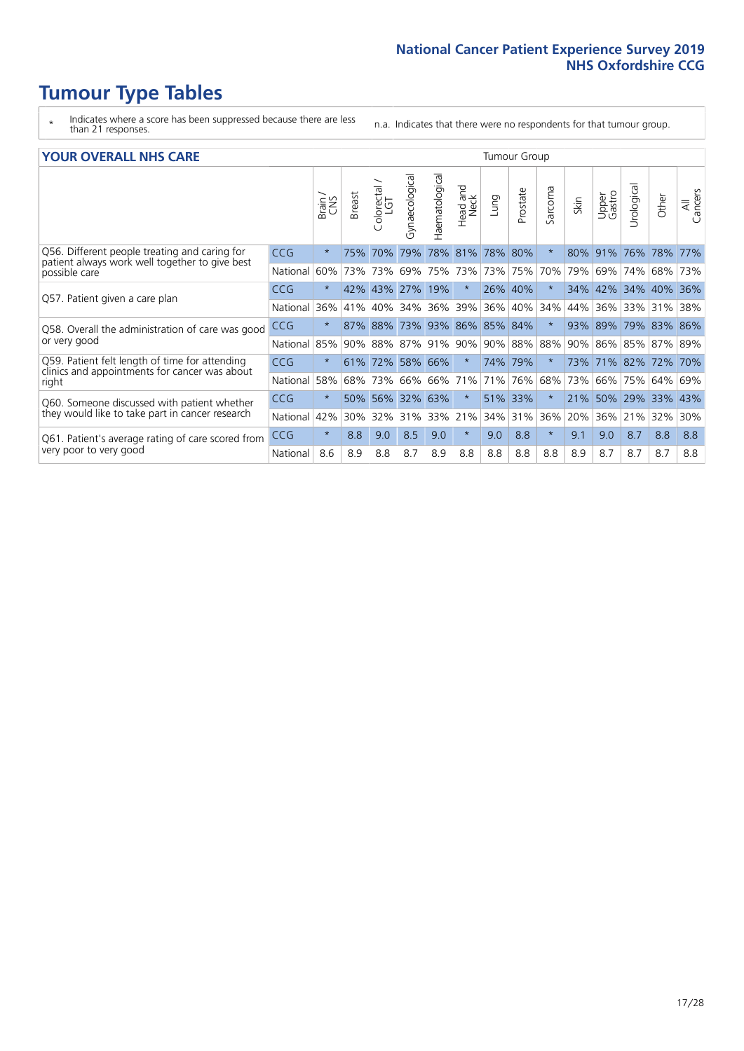# Tumour Type Tables

- \* Indicates where a score has been suppressed because there are less than 21 responses.
- n.a. Indicates that there were no respondents for that tumour group.

## YOUR OVERALL NHS CARE

| | | Brain / CNS | Breast | Colorectal / LGT | Gynaecological | Haematological | Head and Neck | Lung | Prostate | Sarcoma | Skin | Upper Gastro | Urological | Other | All Cancers |
|---|---|---|---|---|---|---|---|---|---|---|---|---|---|---|---|
| Q56. Different people treating and caring for patient always work well together to give best possible care | CCG | * | 75% | 70% | 79% | 78% | 81% | 78% | 80% | * | 80% | 91% | 76% | 78% | 77% |
| | National | 60% | 73% | 73% | 69% | 75% | 73% | 73% | 75% | 70% | 79% | 69% | 74% | 68% | 73% |
| Q57. Patient given a care plan | CCG | * | 42% | 43% | 27% | 19% | * | 26% | 40% | * | 34% | 42% | 34% | 40% | 36% |
| | National | 36% | 41% | 40% | 34% | 36% | 39% | 36% | 40% | 34% | 44% | 36% | 33% | 31% | 38% |
| Q58. Overall the administration of care was good or very good | CCG | * | 87% | 88% | 73% | 93% | 86% | 85% | 84% | * | 93% | 89% | 79% | 83% | 86% |
| | National | 85% | 90% | 88% | 87% | 91% | 90% | 90% | 88% | 88% | 90% | 86% | 85% | 87% | 89% |
| Q59. Patient felt length of time for attending clinics and appointments for cancer was about right | CCG | * | 61% | 72% | 58% | 66% | * | 74% | 79% | * | 73% | 71% | 82% | 72% | 70% |
| | National | 58% | 68% | 73% | 66% | 66% | 71% | 71% | 76% | 68% | 73% | 66% | 75% | 64% | 69% |
| Q60. Someone discussed with patient whether they would like to take part in cancer research | CCG | * | 50% | 56% | 32% | 63% | * | 51% | 33% | * | 21% | 50% | 29% | 33% | 43% |
| | National | 42% | 30% | 32% | 31% | 33% | 21% | 34% | 31% | 36% | 20% | 36% | 21% | 32% | 30% |
| Q61. Patient's average rating of care scored from very poor to very good | CCG | * | 8.8 | 9.0 | 8.5 | 9.0 | * | 9.0 | 8.8 | * | 9.1 | 9.0 | 8.7 | 8.8 | 8.8 |
| | National | 8.6 | 8.9 | 8.8 | 8.7 | 8.9 | 8.8 | 8.8 | 8.8 | 8.8 | 8.9 | 8.7 | 8.7 | 8.7 | 8.8 |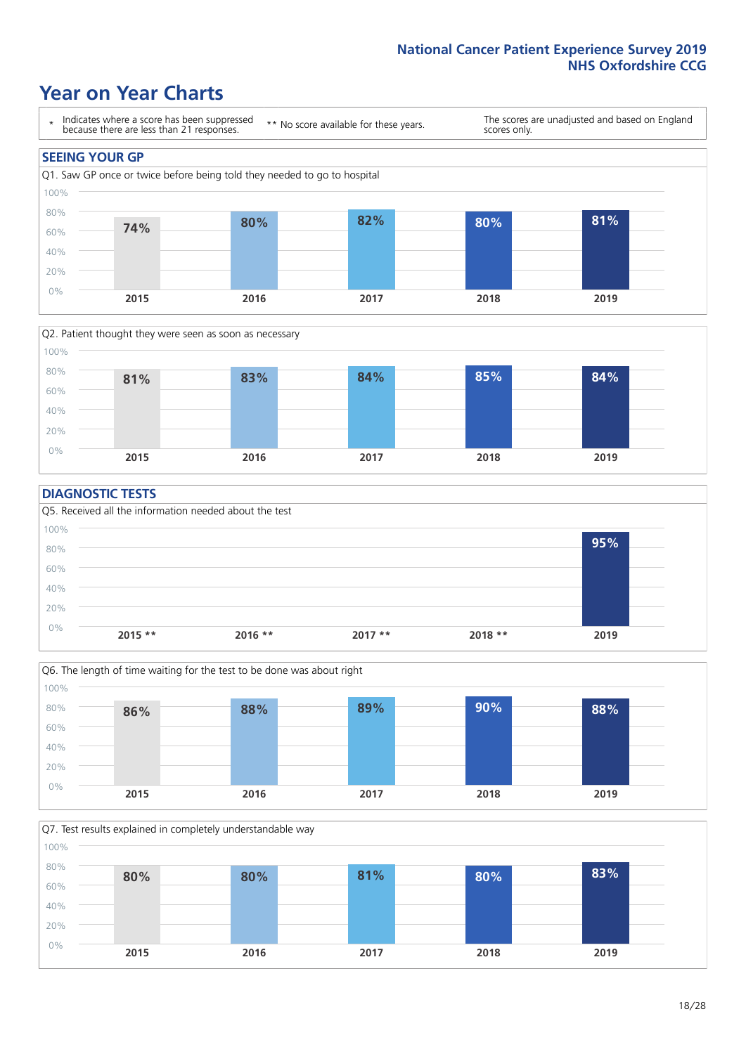# Year on Year Charts

\* Indicates where a score has been suppressed because there are less than 21 responses.

\*\* No score available for these years.

The scores are unadjusted and based on England scores only.

## SEEING YOUR GP

Q1. Saw GP once or twice before being told they needed to go to hospital

| 2015 | 2016 | 2017 | 2018 | 2019 |
|---|---|---|---|---|
| 74% | 80% | 82% | 80% | 81% |

Q2. Patient thought they were seen as soon as necessary

| 2015 | 2016 | 2017 | 2018 | 2019 |
|---|---|---|---|---|
| 81% | 83% | 84% | 85% | 84% |

## DIAGNOSTIC TESTS

Q5. Received all the information needed about the test

| 2015 ** | 2016 ** | 2017 ** | 2018 ** | 2019 |
|---|---|---|---|---|
| | | | | 95% |

Q6. The length of time waiting for the test to be done was about right

| 2015 | 2016 | 2017 | 2018 | 2019 |
|---|---|---|---|---|
| 86% | 88% | 89% | 90% | 88% |

Q7. Test results explained in completely understandable way

| 2015 | 2016 | 2017 | 2018 | 2019 |
|---|---|---|---|---|
| 80% | 80% | 81% | 80% | 83% |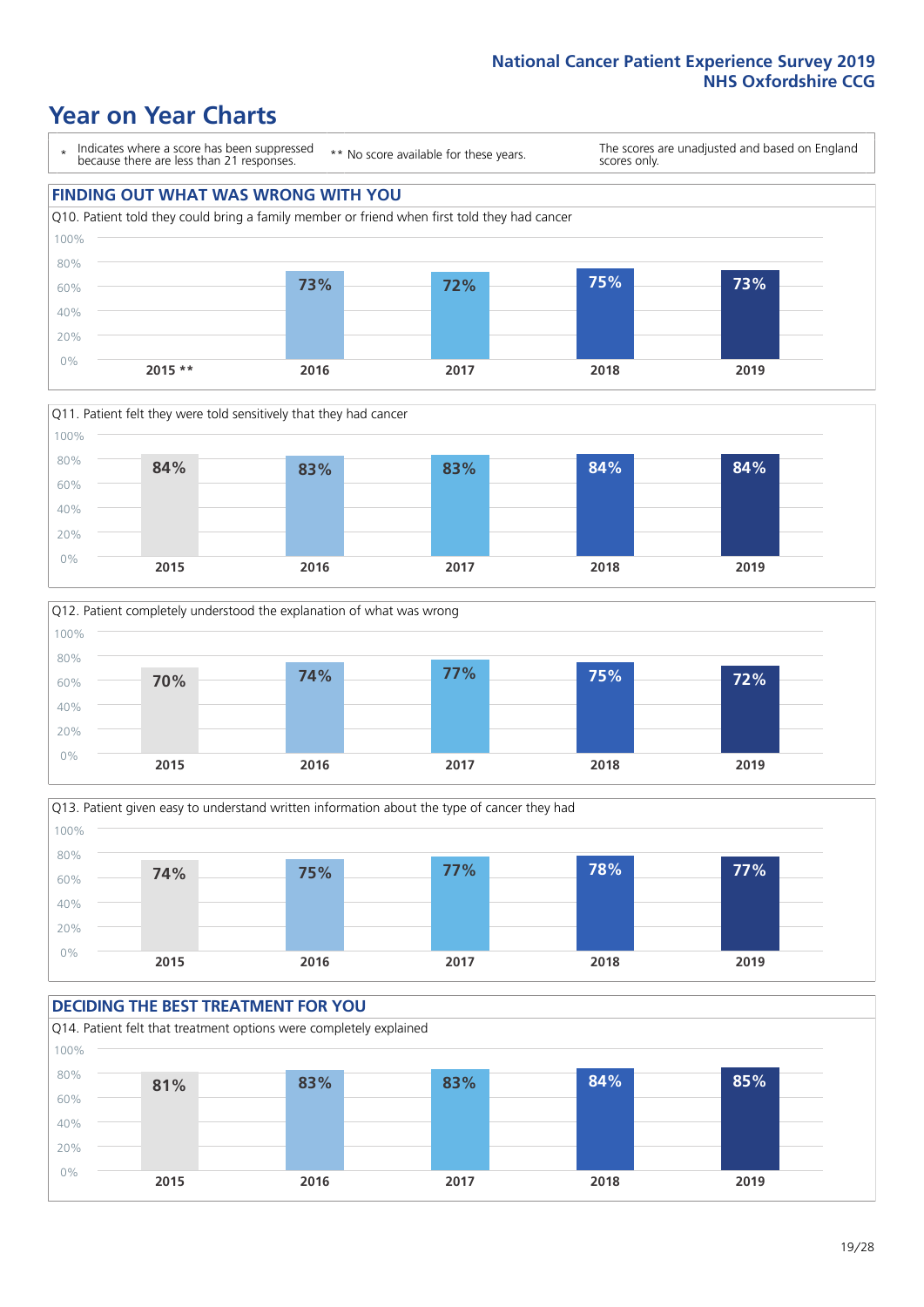# Year on Year Charts

\* Indicates where a score has been suppressed because there are less than 21 responses.

** No score available for these years.

The scores are unadjusted and based on England scores only.

## FINDING OUT WHAT WAS WRONG WITH YOU

Q10. Patient told they could bring a family member or friend when first told they had cancer

| 2015 ** | 2016 | 2017 | 2018 | 2019 |
|---|---|---|---|---|
| | 73% | 72% | 75% | 73% |

Q11. Patient felt they were told sensitively that they had cancer

| 2015 | 2016 | 2017 | 2018 | 2019 |
|---|---|---|---|---|
| 84% | 83% | 83% | 84% | 84% |

Q12. Patient completely understood the explanation of what was wrong

| 2015 | 2016 | 2017 | 2018 | 2019 |
|---|---|---|---|---|
| 70% | 74% | 77% | 75% | 72% |

Q13. Patient given easy to understand written information about the type of cancer they had

| 2015 | 2016 | 2017 | 2018 | 2019 |
|---|---|---|---|---|
| 74% | 75% | 77% | 78% | 77% |

## DECIDING THE BEST TREATMENT FOR YOU

Q14. Patient felt that treatment options were completely explained

| 2015 | 2016 | 2017 | 2018 | 2019 |
|---|---|---|---|---|
| 81% | 83% | 83% | 84% | 85% |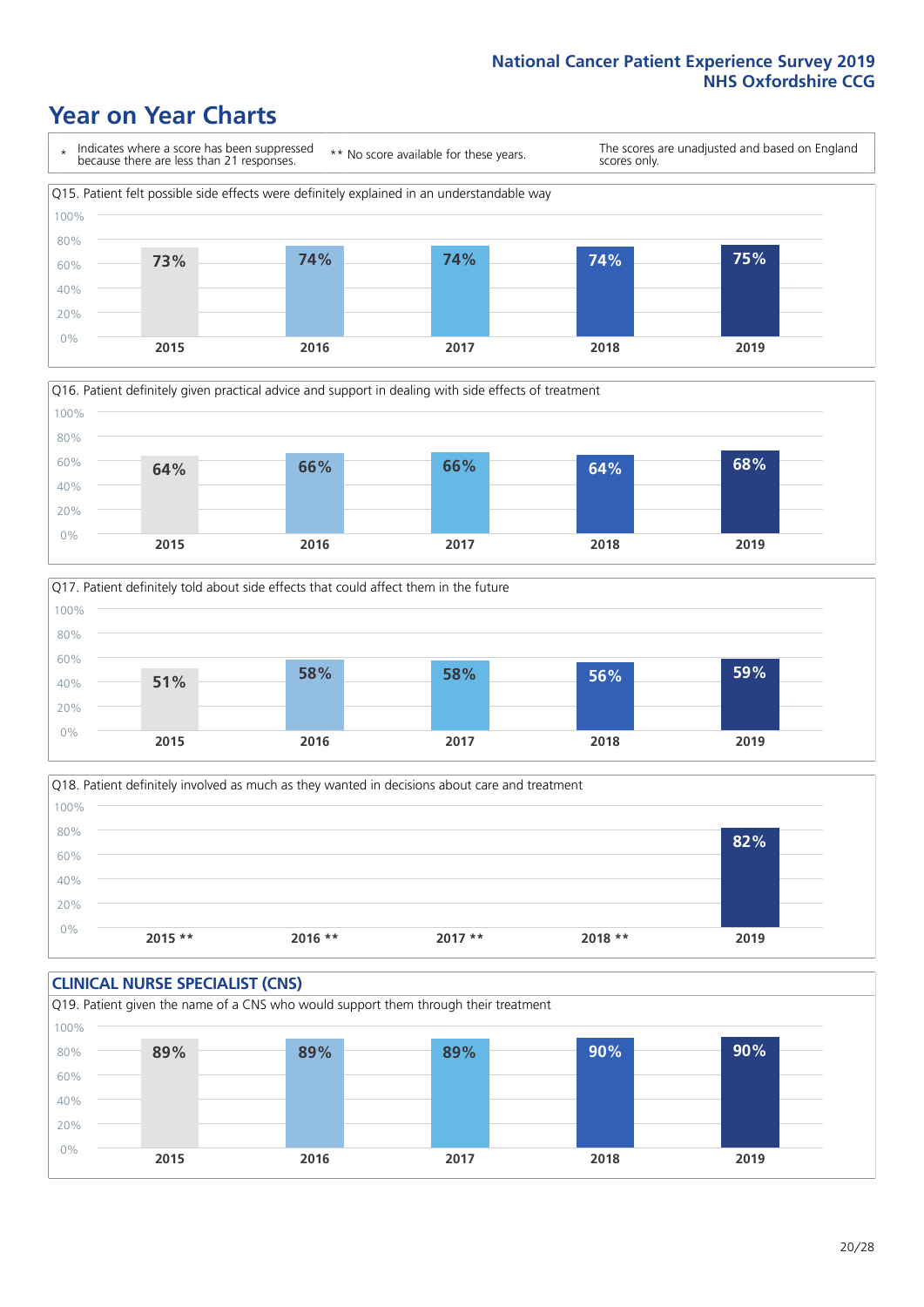# Year on Year Charts

\* Indicates where a score has been suppressed because there are less than 21 responses.

\*\* No score available for these years.

The scores are unadjusted and based on England scores only.

Q15. Patient felt possible side effects were definitely explained in an understandable way

| 2015 | 2016 | 2017 | 2018 | 2019 |
|---|---|---|---|---|
| 73% | 74% | 74% | 74% | 75% |

Q16. Patient definitely given practical advice and support in dealing with side effects of treatment

| 2015 | 2016 | 2017 | 2018 | 2019 |
|---|---|---|---|---|
| 64% | 66% | 66% | 64% | 68% |

Q17. Patient definitely told about side effects that could affect them in the future

| 2015 | 2016 | 2017 | 2018 | 2019 |
|---|---|---|---|---|
| 51% | 58% | 58% | 56% | 59% |

Q18. Patient definitely involved as much as they wanted in decisions about care and treatment

| 2015 ** | 2016 ** | 2017 ** | 2018 ** | 2019 |
|---|---|---|---|---|
| | | | | 82% |

## CLINICAL NURSE SPECIALIST (CNS)

Q19. Patient given the name of a CNS who would support them through their treatment

| 2015 | 2016 | 2017 | 2018 | 2019 |
|---|---|---|---|---|
| 89% | 89% | 89% | 90% | 90% |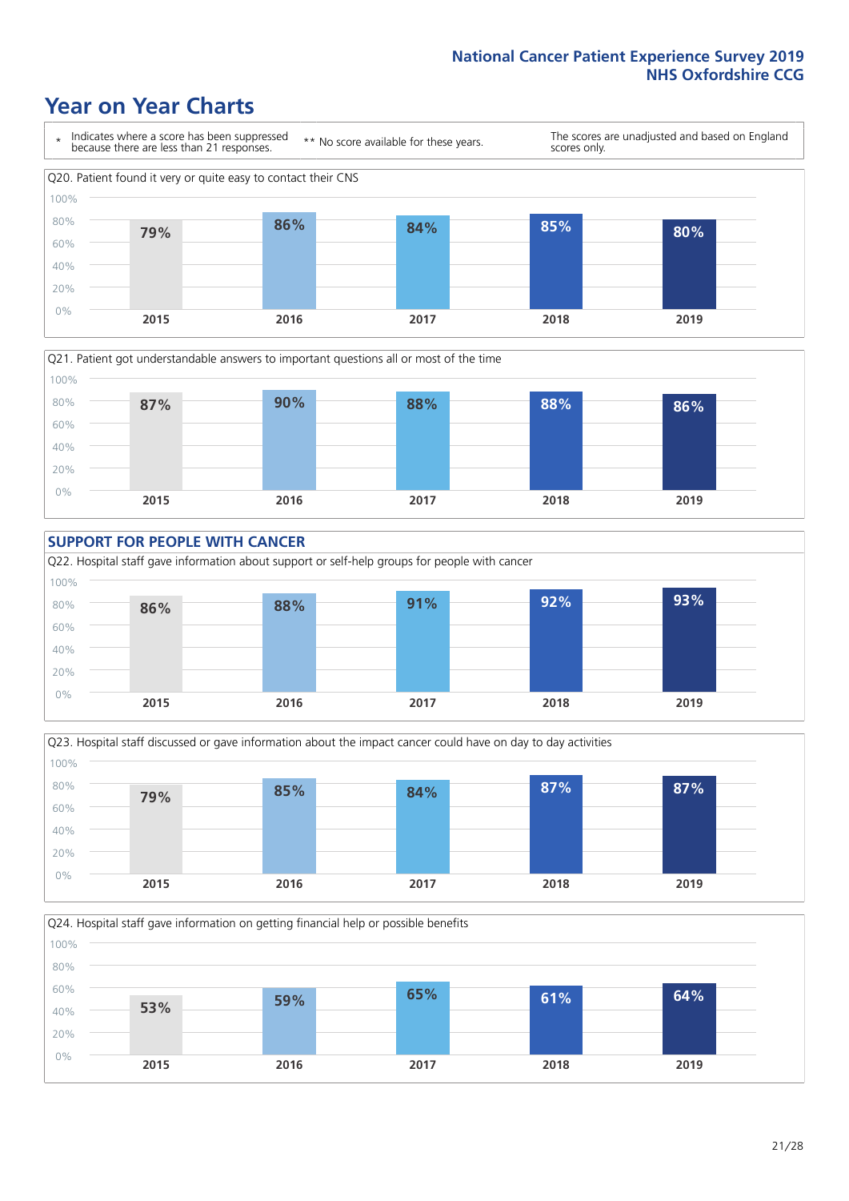## Year on Year Charts

\* Indicates where a score has been suppressed because there are less than 21 responses.

** No score available for these years.

The scores are unadjusted and based on England scores only.

Q20. Patient found it very or quite easy to contact their CNS

| 2015 | 2016 | 2017 | 2018 | 2019 |
|---|---|---|---|---|
| 79% | 86% | 84% | 85% | 80% |

Q21. Patient got understandable answers to important questions all or most of the time

| 2015 | 2016 | 2017 | 2018 | 2019 |
|---|---|---|---|---|
| 87% | 90% | 88% | 88% | 86% |

### SUPPORT FOR PEOPLE WITH CANCER

Q22. Hospital staff gave information about support or self-help groups for people with cancer

| 2015 | 2016 | 2017 | 2018 | 2019 |
|---|---|---|---|---|
| 86% | 88% | 91% | 92% | 93% |

Q23. Hospital staff discussed or gave information about the impact cancer could have on day to day activities

| 2015 | 2016 | 2017 | 2018 | 2019 |
|---|---|---|---|---|
| 79% | 85% | 84% | 87% | 87% |

Q24. Hospital staff gave information on getting financial help or possible benefits

| 2015 | 2016 | 2017 | 2018 | 2019 |
|---|---|---|---|---|
| 53% | 59% | 65% | 61% | 64% |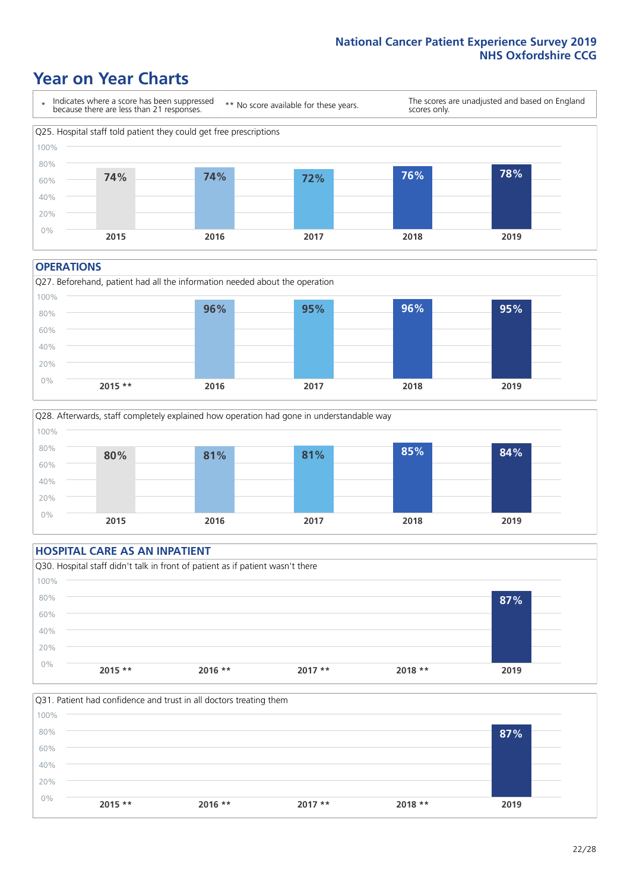# Year on Year Charts

\* Indicates where a score has been suppressed because there are less than 21 responses.

** No score available for these years.

The scores are unadjusted and based on England scores only.

Q25. Hospital staff told patient they could get free prescriptions

| 2015 | 2016 | 2017 | 2018 | 2019 |
|---|---|---|---|---|
| 74% | 74% | 72% | 76% | 78% |

## OPERATIONS

Q27. Beforehand, patient had all the information needed about the operation

| 2015 ** | 2016 | 2017 | 2018 | 2019 |
|---|---|---|---|---|
| | 96% | 95% | 96% | 95% |

Q28. Afterwards, staff completely explained how operation had gone in understandable way

| 2015 | 2016 | 2017 | 2018 | 2019 |
|---|---|---|---|---|
| 80% | 81% | 81% | 85% | 84% |

## HOSPITAL CARE AS AN INPATIENT

Q30. Hospital staff didn't talk in front of patient as if patient wasn't there

| 2015 ** | 2016 ** | 2017 ** | 2018 ** | 2019 |
|---|---|---|---|---|
| | | | | 87% |

Q31. Patient had confidence and trust in all doctors treating them

| 2015 ** | 2016 ** | 2017 ** | 2018 ** | 2019 |
|---|---|---|---|---|
| | | | | 87% |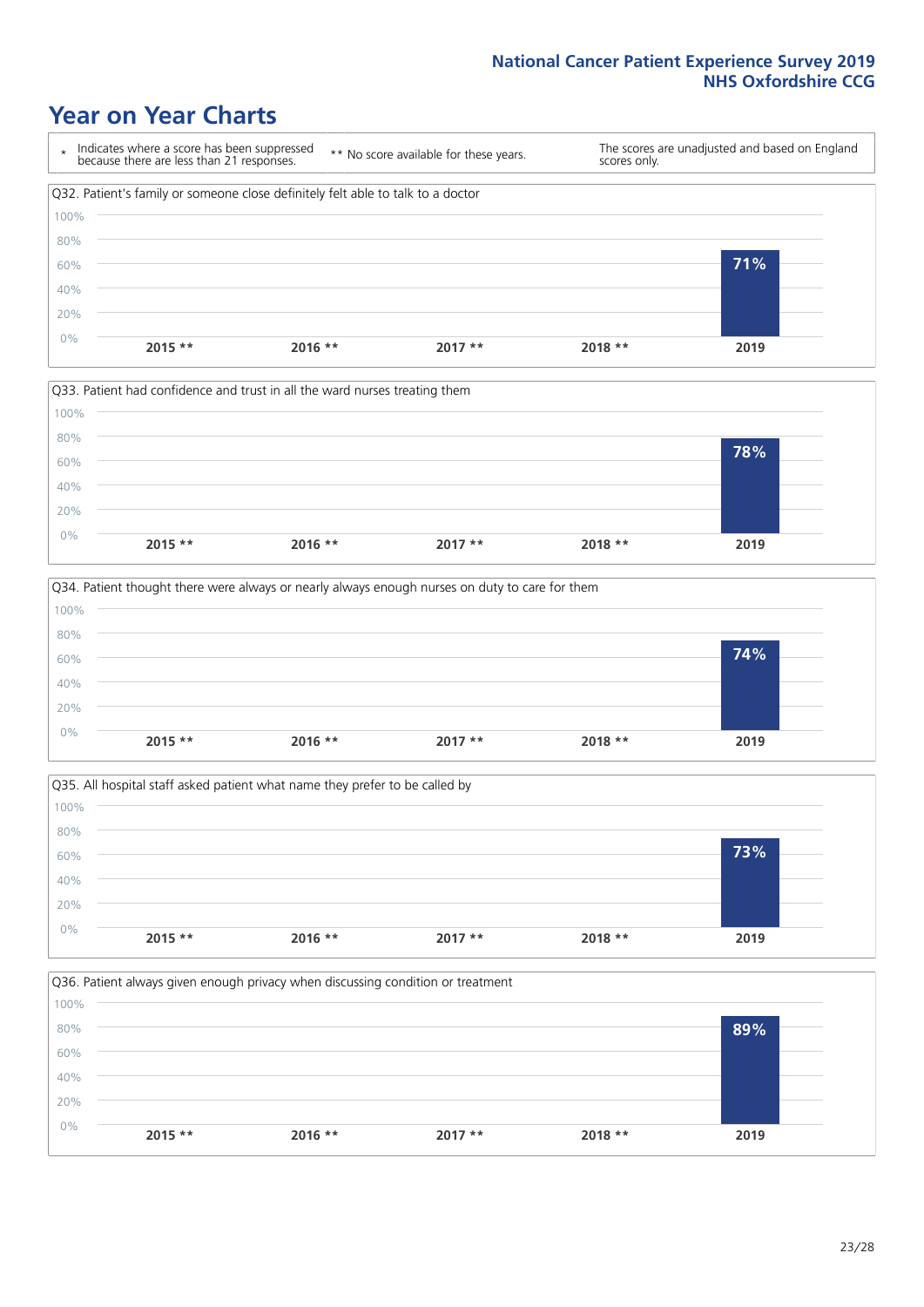# Year on Year Charts

| * Indicates where a score has been suppressed because there are less than 21 responses. | ** No score available for these years. | The scores are unadjusted and based on England scores only. |
|---|---|---|

Q32. Patient's family or someone close definitely felt able to talk to a doctor

| 2015 ** | 2016 ** | 2017 ** | 2018 ** | 2019 |
|---|---|---|---|---|
| | | | | 71% |

Q33. Patient had confidence and trust in all the ward nurses treating them

| 2015 ** | 2016 ** | 2017 ** | 2018 ** | 2019 |
|---|---|---|---|---|
| | | | | 78% |

Q34. Patient thought there were always or nearly always enough nurses on duty to care for them

| 2015 ** | 2016 ** | 2017 ** | 2018 ** | 2019 |
|---|---|---|---|---|
| | | | | 74% |

Q35. All hospital staff asked patient what name they prefer to be called by

| 2015 ** | 2016 ** | 2017 ** | 2018 ** | 2019 |
|---|---|---|---|---|
| | | | | 73% |

Q36. Patient always given enough privacy when discussing condition or treatment

| 2015 ** | 2016 ** | 2017 ** | 2018 ** | 2019 |
|---|---|---|---|---|
| | | | | 89% |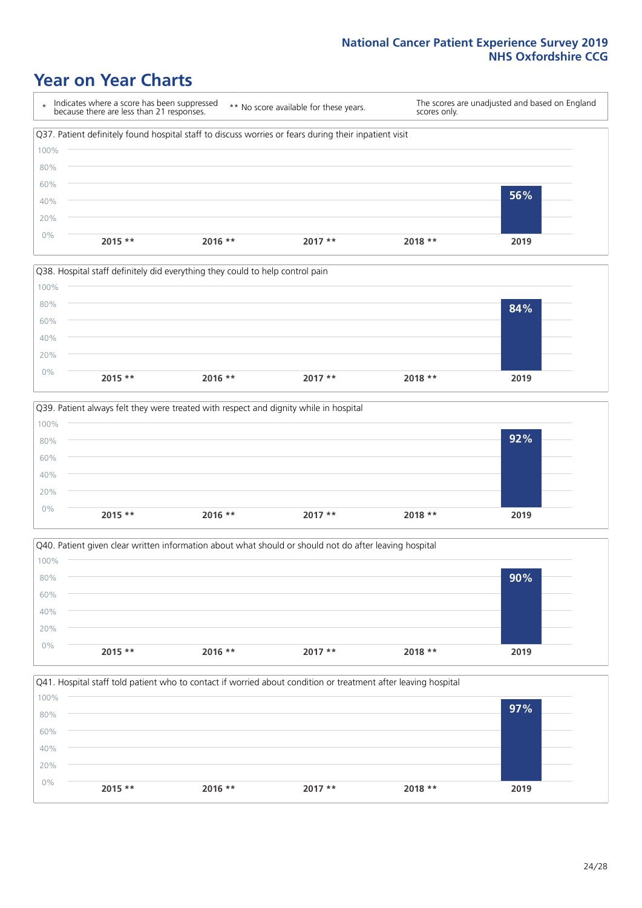# Year on Year Charts

\* Indicates where a score has been suppressed because there are less than 21 responses.

\*\* No score available for these years.

The scores are unadjusted and based on England scores only.

Q37. Patient definitely found hospital staff to discuss worries or fears during their inpatient visit

| 2015 ** | 2016 ** | 2017 ** | 2018 ** | 2019 |
|---|---|---|---|---|
| | | | | 56% |

Q38. Hospital staff definitely did everything they could to help control pain

| 2015 ** | 2016 ** | 2017 ** | 2018 ** | 2019 |
|---|---|---|---|---|
| | | | | 84% |

Q39. Patient always felt they were treated with respect and dignity while in hospital

| 2015 ** | 2016 ** | 2017 ** | 2018 ** | 2019 |
|---|---|---|---|---|
| | | | | 92% |

Q40. Patient given clear written information about what should or should not do after leaving hospital

| 2015 ** | 2016 ** | 2017 ** | 2018 ** | 2019 |
|---|---|---|---|---|
| | | | | 90% |

Q41. Hospital staff told patient who to contact if worried about condition or treatment after leaving hospital

| 2015 ** | 2016 ** | 2017 ** | 2018 ** | 2019 |
|---|---|---|---|---|
| | | | | 97% |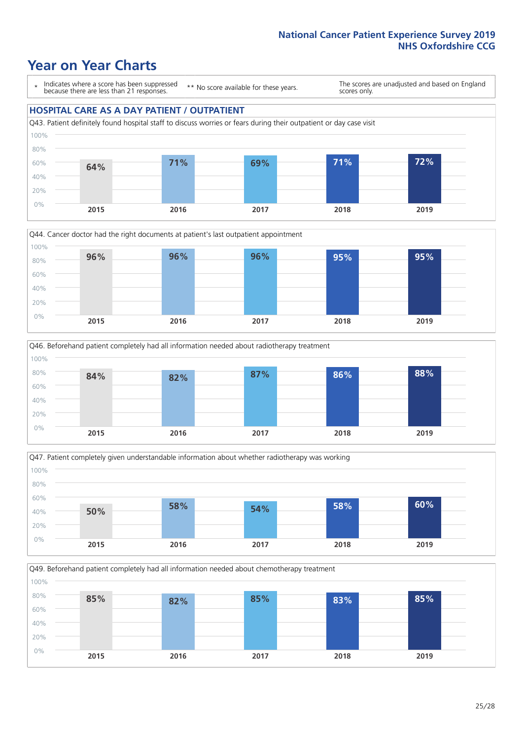# Year on Year Charts

\* Indicates where a score has been suppressed because there are less than 21 responses.

** No score available for these years.

The scores are unadjusted and based on England scores only.

## HOSPITAL CARE AS A DAY PATIENT / OUTPATIENT

Q43. Patient definitely found hospital staff to discuss worries or fears during their outpatient or day case visit

| 2015 | 2016 | 2017 | 2018 | 2019 |
|---|---|---|---|---|
| 64% | 71% | 69% | 71% | 72% |

Q44. Cancer doctor had the right documents at patient's last outpatient appointment

| 2015 | 2016 | 2017 | 2018 | 2019 |
|---|---|---|---|---|
| 96% | 96% | 96% | 95% | 95% |

Q46. Beforehand patient completely had all information needed about radiotherapy treatment

| 2015 | 2016 | 2017 | 2018 | 2019 |
|---|---|---|---|---|
| 84% | 82% | 87% | 86% | 88% |

Q47. Patient completely given understandable information about whether radiotherapy was working

| 2015 | 2016 | 2017 | 2018 | 2019 |
|---|---|---|---|---|
| 50% | 58% | 54% | 58% | 60% |

Q49. Beforehand patient completely had all information needed about chemotherapy treatment

| 2015 | 2016 | 2017 | 2018 | 2019 |
|---|---|---|---|---|
| 85% | 82% | 85% | 83% | 85% |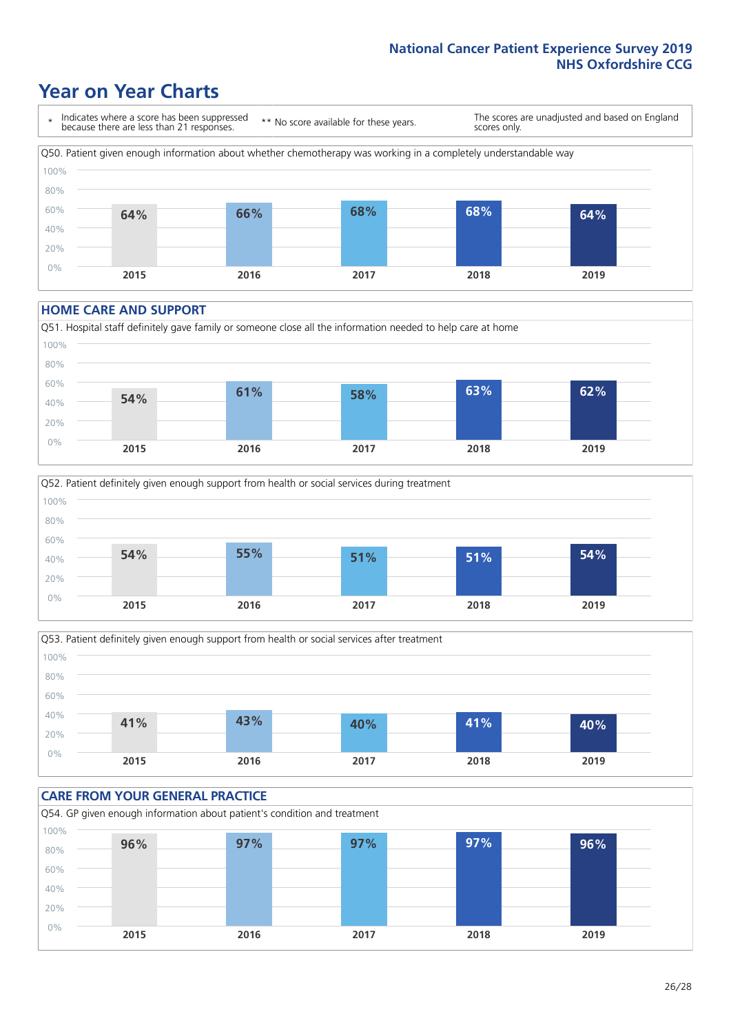# Year on Year Charts

\* Indicates where a score has been suppressed because there are less than 21 responses.

\*\* No score available for these years.

The scores are unadjusted and based on England scores only.

Q50. Patient given enough information about whether chemotherapy was working in a completely understandable way

| 2015 | 2016 | 2017 | 2018 | 2019 |
|---|---|---|---|---|
| 64% | 66% | 68% | 68% | 64% |

## HOME CARE AND SUPPORT

Q51. Hospital staff definitely gave family or someone close all the information needed to help care at home

| 2015 | 2016 | 2017 | 2018 | 2019 |
|---|---|---|---|---|
| 54% | 61% | 58% | 63% | 62% |

Q52. Patient definitely given enough support from health or social services during treatment

| 2015 | 2016 | 2017 | 2018 | 2019 |
|---|---|---|---|---|
| 54% | 55% | 51% | 51% | 54% |

Q53. Patient definitely given enough support from health or social services after treatment

| 2015 | 2016 | 2017 | 2018 | 2019 |
|---|---|---|---|---|
| 41% | 43% | 40% | 41% | 40% |

## CARE FROM YOUR GENERAL PRACTICE

Q54. GP given enough information about patient's condition and treatment

| 2015 | 2016 | 2017 | 2018 | 2019 |
|---|---|---|---|---|
| 96% | 97% | 97% | 97% | 96% |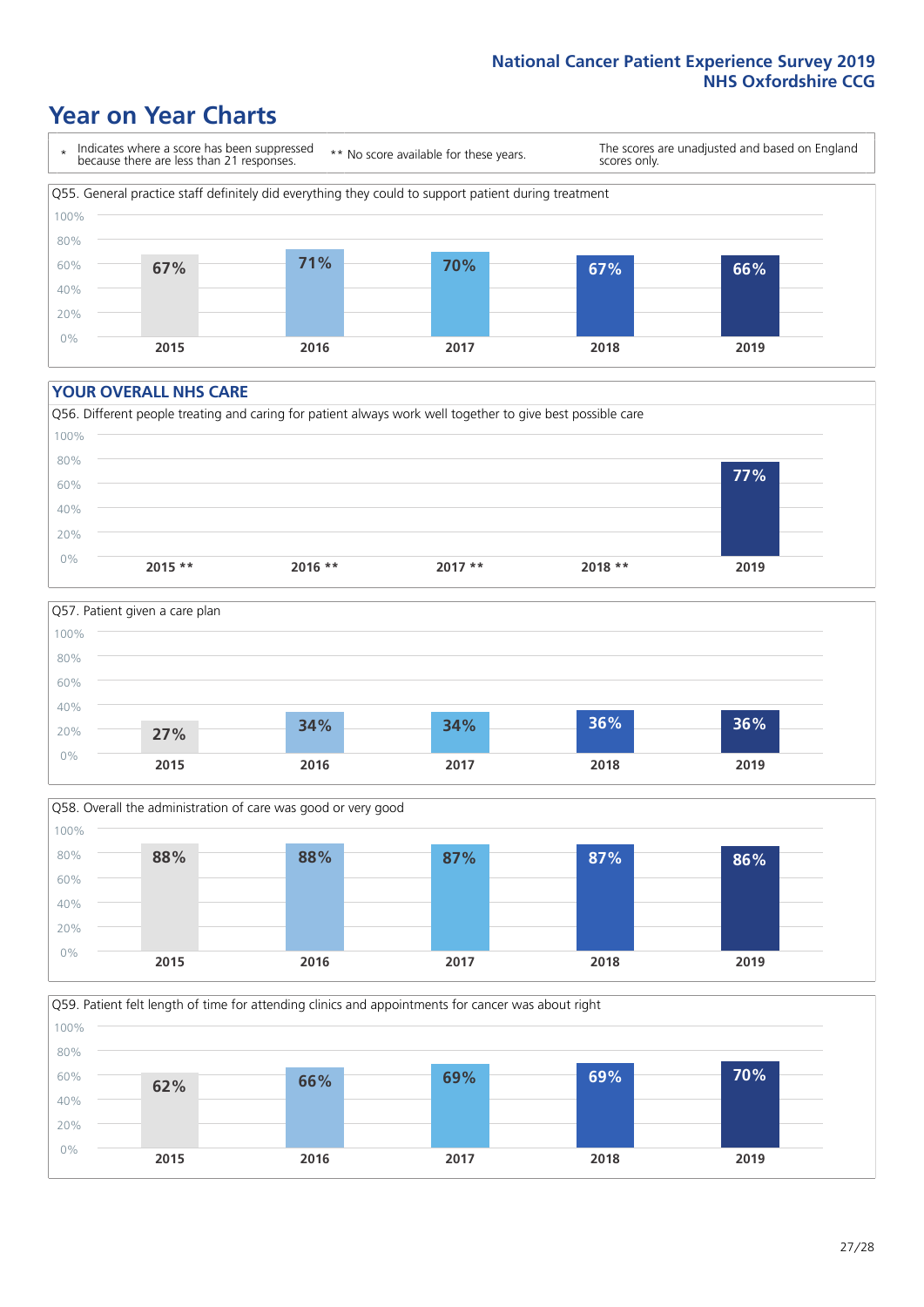# Year on Year Charts

\* Indicates where a score has been suppressed because there are less than 21 responses.

** No score available for these years.

The scores are unadjusted and based on England scores only.

Q55. General practice staff definitely did everything they could to support patient during treatment

| 2015 | 2016 | 2017 | 2018 | 2019 |
|---|---|---|---|---|
| 67% | 71% | 70% | 67% | 66% |

## YOUR OVERALL NHS CARE

Q56. Different people treating and caring for patient always work well together to give best possible care

| 2015 ** | 2016 ** | 2017 ** | 2018 ** | 2019 |
|---|---|---|---|---|
| | | | | 77% |

Q57. Patient given a care plan

| 2015 | 2016 | 2017 | 2018 | 2019 |
|---|---|---|---|---|
| 27% | 34% | 34% | 36% | 36% |

Q58. Overall the administration of care was good or very good

| 2015 | 2016 | 2017 | 2018 | 2019 |
|---|---|---|---|---|
| 88% | 88% | 87% | 87% | 86% |

Q59. Patient felt length of time for attending clinics and appointments for cancer was about right

| 2015 | 2016 | 2017 | 2018 | 2019 |
|---|---|---|---|---|
| 62% | 66% | 69% | 69% | 70% |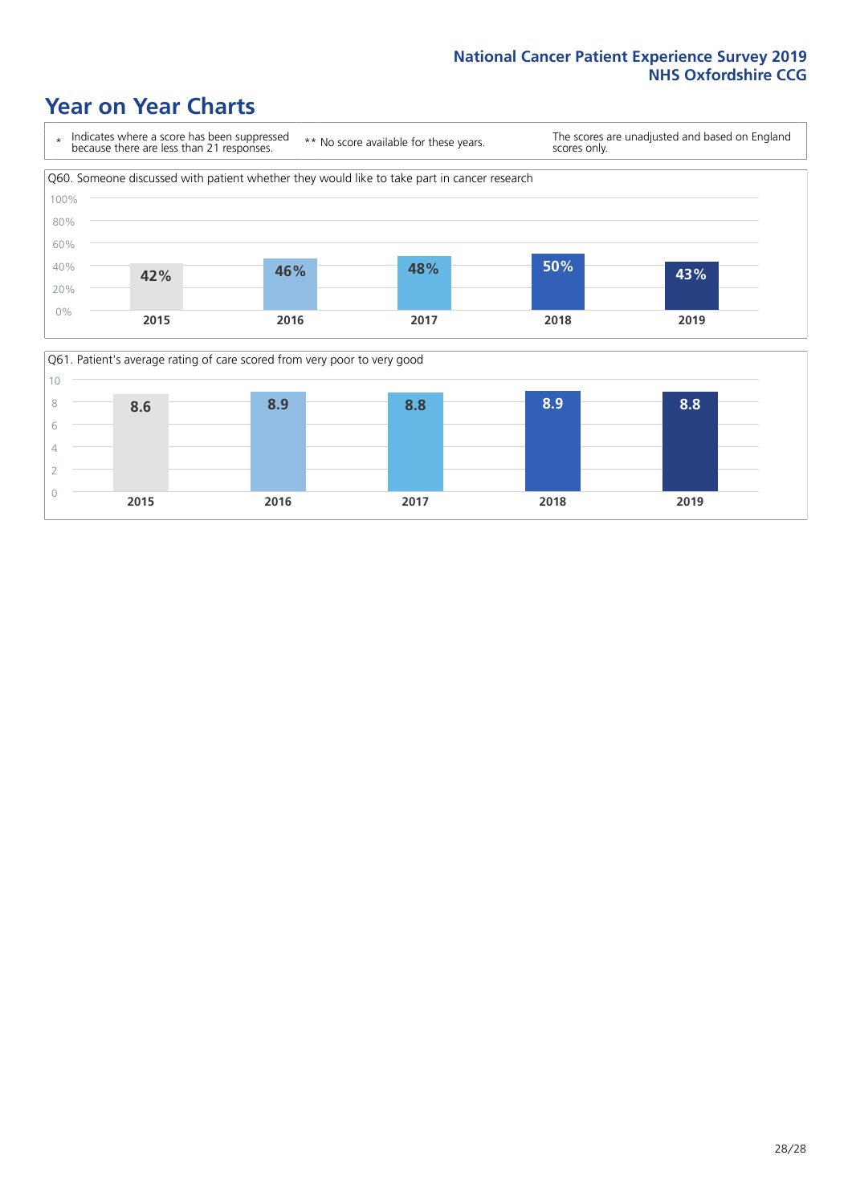# Year on Year Charts

\* Indicates where a score has been suppressed because there are less than 21 responses.

** No score available for these years.

The scores are unadjusted and based on England scores only.

Q60. Someone discussed with patient whether they would like to take part in cancer research

100%
80%
60%
40%
20%
0%

42% 2015
46% 2016
48% 2017
50% 2018
43% 2019

Q61. Patient's average rating of care scored from very poor to very good

10
8
6
4
2
0

8.6 2015
8.9 2016
8.8 2017
8.9 2018
8.8 2019